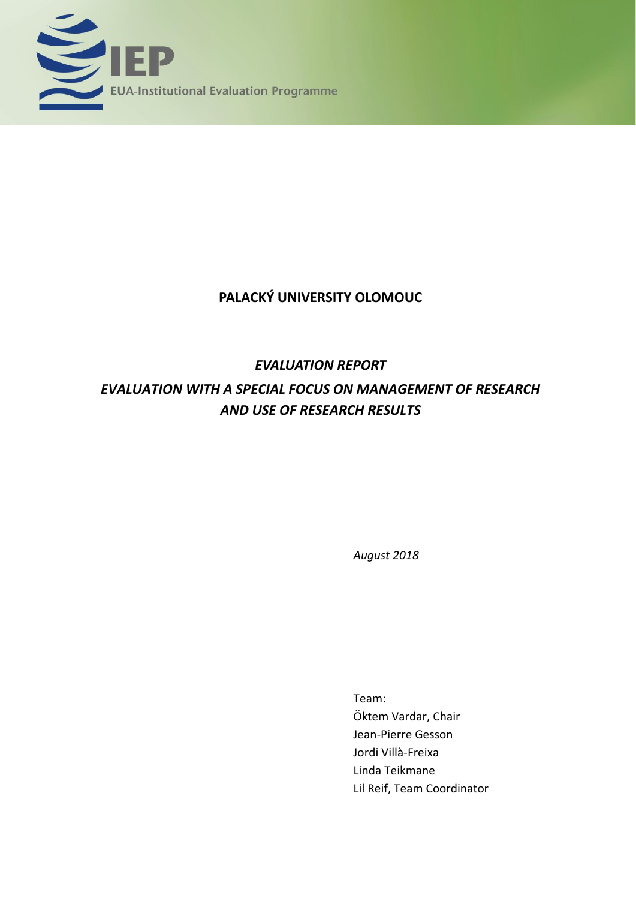IEP

EUA-Institutional Evaluation Programme

# PALACKÝ UNIVERSITY OLOMOUC

## *EVALUATION REPORT*

## *EVALUATION WITH A SPECIAL FOCUS ON MANAGEMENT OF RESEARCH AND USE OF RESEARCH RESULTS*

*August 2018*

Team:
Öktem Vardar, Chair
Jean-Pierre Gesson
Jordi Villà-Freixa
Linda Teikmane
Lil Reif, Team Coordinator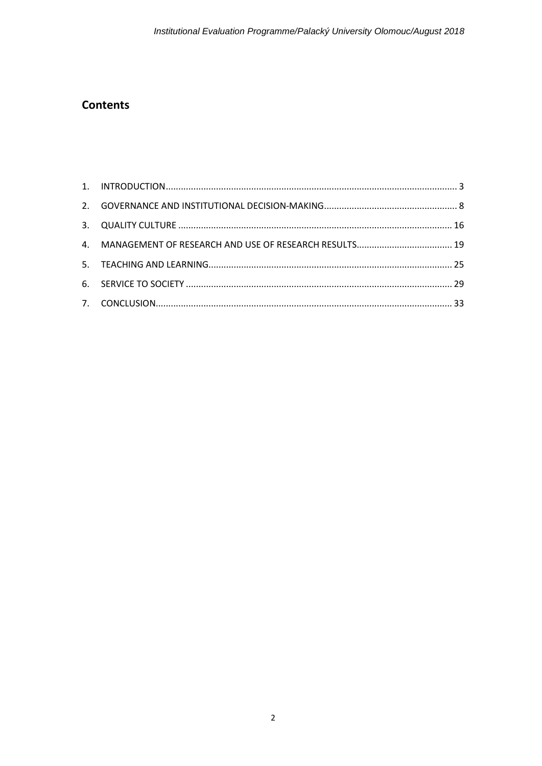## Contents

1. INTRODUCTION .................................................................................................................. 3
2. GOVERNANCE AND INSTITUTIONAL DECISION-MAKING .................................................... 8
3. QUALITY CULTURE ............................................................................................................ 16
4. MANAGEMENT OF RESEARCH AND USE OF RESEARCH RESULTS ...................................... 19
5. TEACHING AND LEARNING ................................................................................................ 25
6. SERVICE TO SOCIETY ......................................................................................................... 29
7. CONCLUSION ..................................................................................................................... 33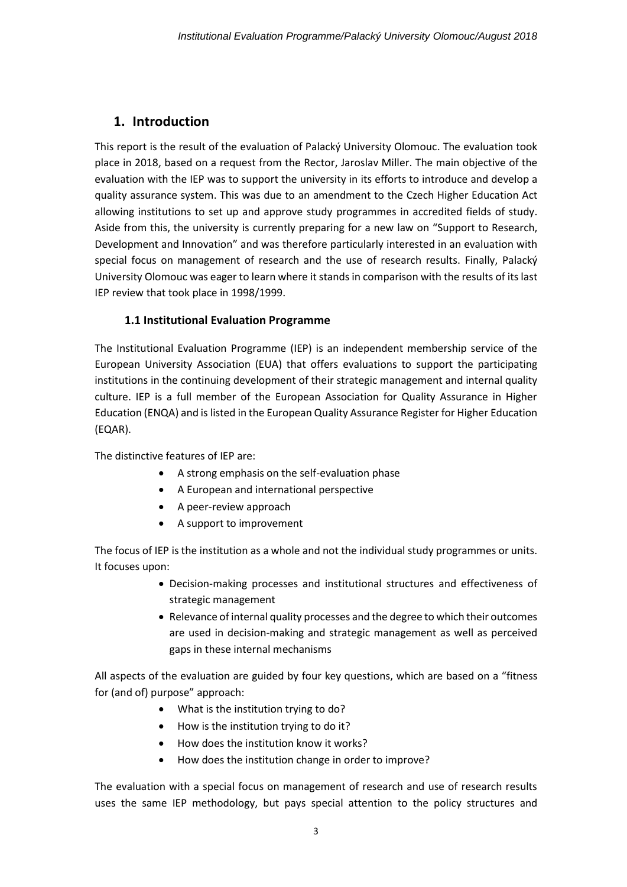# 1. Introduction

This report is the result of the evaluation of Palacký University Olomouc. The evaluation took place in 2018, based on a request from the Rector, Jaroslav Miller. The main objective of the evaluation with the IEP was to support the university in its efforts to introduce and develop a quality assurance system. This was due to an amendment to the Czech Higher Education Act allowing institutions to set up and approve study programmes in accredited fields of study. Aside from this, the university is currently preparing for a new law on "Support to Research, Development and Innovation" and was therefore particularly interested in an evaluation with special focus on management of research and the use of research results. Finally, Palacký University Olomouc was eager to learn where it stands in comparison with the results of its last IEP review that took place in 1998/1999.

## 1.1 Institutional Evaluation Programme

The Institutional Evaluation Programme (IEP) is an independent membership service of the European University Association (EUA) that offers evaluations to support the participating institutions in the continuing development of their strategic management and internal quality culture. IEP is a full member of the European Association for Quality Assurance in Higher Education (ENQA) and is listed in the European Quality Assurance Register for Higher Education (EQAR).

The distinctive features of IEP are:

- A strong emphasis on the self-evaluation phase
- A European and international perspective
- A peer-review approach
- A support to improvement

The focus of IEP is the institution as a whole and not the individual study programmes or units. It focuses upon:

- Decision-making processes and institutional structures and effectiveness of strategic management
- Relevance of internal quality processes and the degree to which their outcomes are used in decision-making and strategic management as well as perceived gaps in these internal mechanisms

All aspects of the evaluation are guided by four key questions, which are based on a "fitness for (and of) purpose" approach:

- What is the institution trying to do?
- How is the institution trying to do it?
- How does the institution know it works?
- How does the institution change in order to improve?

The evaluation with a special focus on management of research and use of research results uses the same IEP methodology, but pays special attention to the policy structures and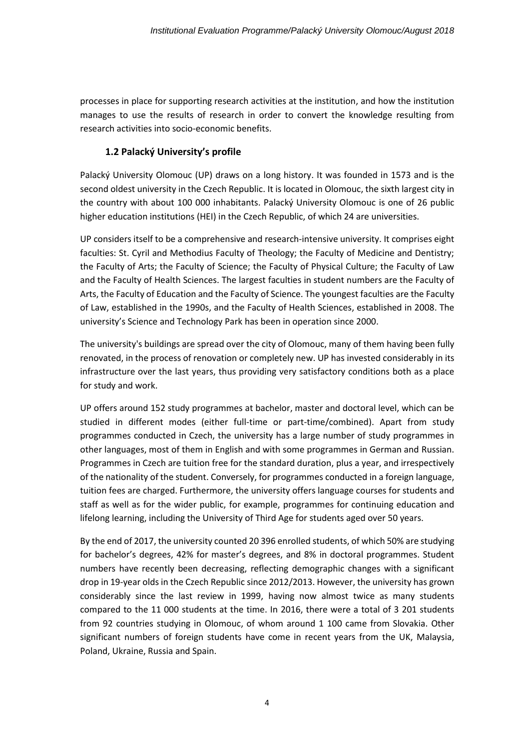processes in place for supporting research activities at the institution, and how the institution manages to use the results of research in order to convert the knowledge resulting from research activities into socio-economic benefits.

### 1.2 Palacký University's profile

Palacký University Olomouc (UP) draws on a long history. It was founded in 1573 and is the second oldest university in the Czech Republic. It is located in Olomouc, the sixth largest city in the country with about 100 000 inhabitants. Palacký University Olomouc is one of 26 public higher education institutions (HEI) in the Czech Republic, of which 24 are universities.

UP considers itself to be a comprehensive and research-intensive university. It comprises eight faculties: St. Cyril and Methodius Faculty of Theology; the Faculty of Medicine and Dentistry; the Faculty of Arts; the Faculty of Science; the Faculty of Physical Culture; the Faculty of Law and the Faculty of Health Sciences. The largest faculties in student numbers are the Faculty of Arts, the Faculty of Education and the Faculty of Science. The youngest faculties are the Faculty of Law, established in the 1990s, and the Faculty of Health Sciences, established in 2008. The university's Science and Technology Park has been in operation since 2000.

The university's buildings are spread over the city of Olomouc, many of them having been fully renovated, in the process of renovation or completely new. UP has invested considerably in its infrastructure over the last years, thus providing very satisfactory conditions both as a place for study and work.

UP offers around 152 study programmes at bachelor, master and doctoral level, which can be studied in different modes (either full-time or part-time/combined). Apart from study programmes conducted in Czech, the university has a large number of study programmes in other languages, most of them in English and with some programmes in German and Russian. Programmes in Czech are tuition free for the standard duration, plus a year, and irrespectively of the nationality of the student. Conversely, for programmes conducted in a foreign language, tuition fees are charged. Furthermore, the university offers language courses for students and staff as well as for the wider public, for example, programmes for continuing education and lifelong learning, including the University of Third Age for students aged over 50 years.

By the end of 2017, the university counted 20 396 enrolled students, of which 50% are studying for bachelor's degrees, 42% for master's degrees, and 8% in doctoral programmes. Student numbers have recently been decreasing, reflecting demographic changes with a significant drop in 19-year olds in the Czech Republic since 2012/2013. However, the university has grown considerably since the last review in 1999, having now almost twice as many students compared to the 11 000 students at the time. In 2016, there were a total of 3 201 students from 92 countries studying in Olomouc, of whom around 1 100 came from Slovakia. Other significant numbers of foreign students have come in recent years from the UK, Malaysia, Poland, Ukraine, Russia and Spain.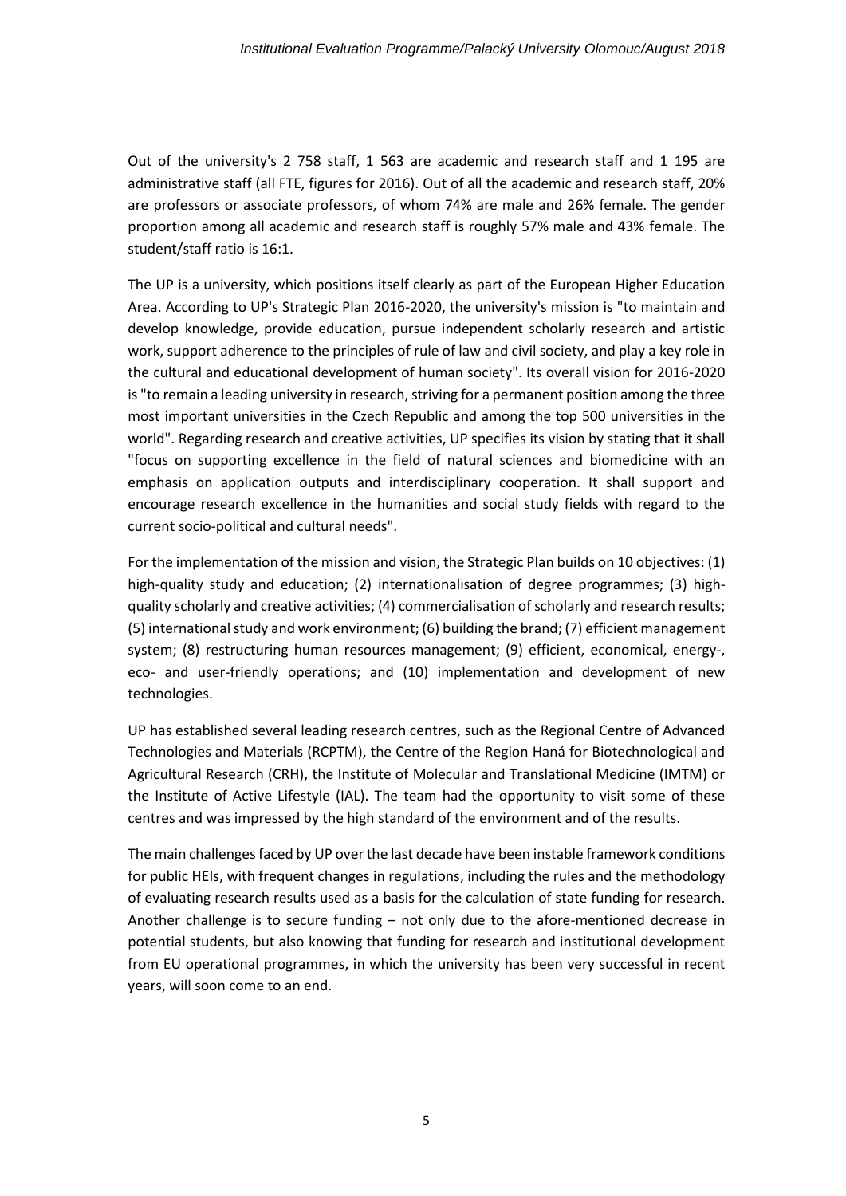Out of the university's 2 758 staff, 1 563 are academic and research staff and 1 195 are administrative staff (all FTE, figures for 2016). Out of all the academic and research staff, 20% are professors or associate professors, of whom 74% are male and 26% female. The gender proportion among all academic and research staff is roughly 57% male and 43% female. The student/staff ratio is 16:1.

The UP is a university, which positions itself clearly as part of the European Higher Education Area. According to UP's Strategic Plan 2016-2020, the university's mission is "to maintain and develop knowledge, provide education, pursue independent scholarly research and artistic work, support adherence to the principles of rule of law and civil society, and play a key role in the cultural and educational development of human society". Its overall vision for 2016-2020 is "to remain a leading university in research, striving for a permanent position among the three most important universities in the Czech Republic and among the top 500 universities in the world". Regarding research and creative activities, UP specifies its vision by stating that it shall "focus on supporting excellence in the field of natural sciences and biomedicine with an emphasis on application outputs and interdisciplinary cooperation. It shall support and encourage research excellence in the humanities and social study fields with regard to the current socio-political and cultural needs".

For the implementation of the mission and vision, the Strategic Plan builds on 10 objectives: (1) high-quality study and education; (2) internationalisation of degree programmes; (3) high-quality scholarly and creative activities; (4) commercialisation of scholarly and research results; (5) international study and work environment; (6) building the brand; (7) efficient management system; (8) restructuring human resources management; (9) efficient, economical, energy-, eco- and user-friendly operations; and (10) implementation and development of new technologies.

UP has established several leading research centres, such as the Regional Centre of Advanced Technologies and Materials (RCPTM), the Centre of the Region Haná for Biotechnological and Agricultural Research (CRH), the Institute of Molecular and Translational Medicine (IMTM) or the Institute of Active Lifestyle (IAL). The team had the opportunity to visit some of these centres and was impressed by the high standard of the environment and of the results.

The main challenges faced by UP over the last decade have been instable framework conditions for public HEIs, with frequent changes in regulations, including the rules and the methodology of evaluating research results used as a basis for the calculation of state funding for research. Another challenge is to secure funding – not only due to the afore-mentioned decrease in potential students, but also knowing that funding for research and institutional development from EU operational programmes, in which the university has been very successful in recent years, will soon come to an end.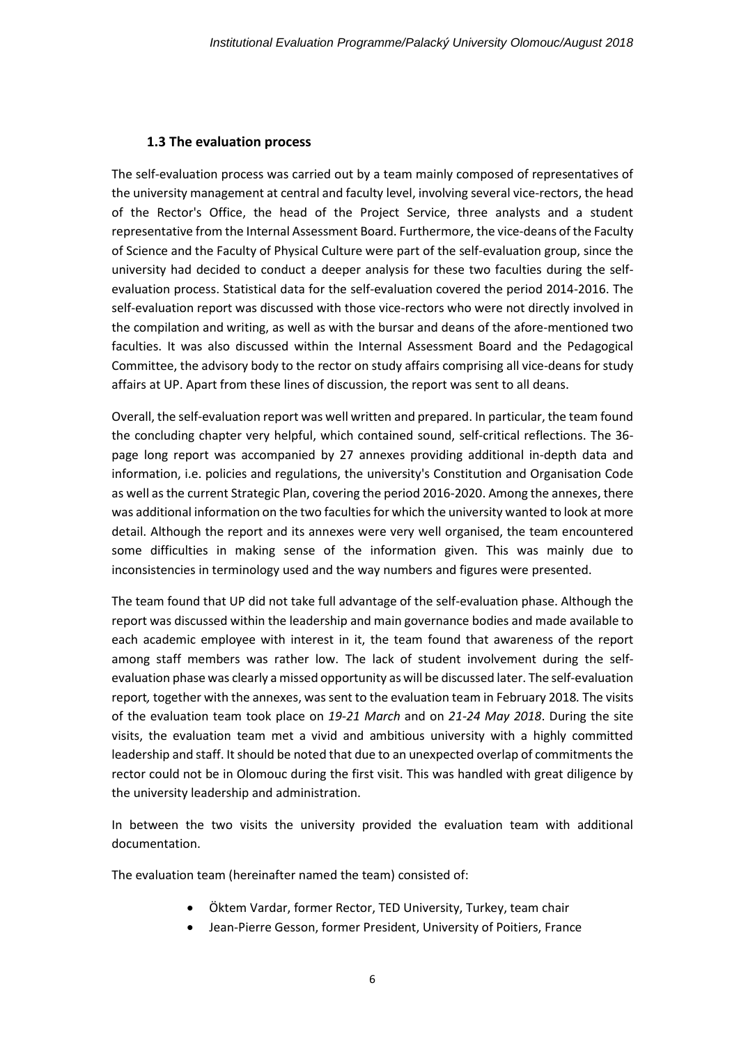### 1.3 The evaluation process

The self-evaluation process was carried out by a team mainly composed of representatives of the university management at central and faculty level, involving several vice-rectors, the head of the Rector's Office, the head of the Project Service, three analysts and a student representative from the Internal Assessment Board. Furthermore, the vice-deans of the Faculty of Science and the Faculty of Physical Culture were part of the self-evaluation group, since the university had decided to conduct a deeper analysis for these two faculties during the self-evaluation process. Statistical data for the self-evaluation covered the period 2014-2016. The self-evaluation report was discussed with those vice-rectors who were not directly involved in the compilation and writing, as well as with the bursar and deans of the afore-mentioned two faculties. It was also discussed within the Internal Assessment Board and the Pedagogical Committee, the advisory body to the rector on study affairs comprising all vice-deans for study affairs at UP. Apart from these lines of discussion, the report was sent to all deans.

Overall, the self-evaluation report was well written and prepared. In particular, the team found the concluding chapter very helpful, which contained sound, self-critical reflections. The 36-page long report was accompanied by 27 annexes providing additional in-depth data and information, i.e. policies and regulations, the university's Constitution and Organisation Code as well as the current Strategic Plan, covering the period 2016-2020. Among the annexes, there was additional information on the two faculties for which the university wanted to look at more detail. Although the report and its annexes were very well organised, the team encountered some difficulties in making sense of the information given. This was mainly due to inconsistencies in terminology used and the way numbers and figures were presented.

The team found that UP did not take full advantage of the self-evaluation phase. Although the report was discussed within the leadership and main governance bodies and made available to each academic employee with interest in it, the team found that awareness of the report among staff members was rather low. The lack of student involvement during the self-evaluation phase was clearly a missed opportunity as will be discussed later. The self-evaluation report*,* together with the annexes, was sent to the evaluation team in February 2018*.* The visits of the evaluation team took place on *19-21 March* and on *21-24 May 2018*. During the site visits, the evaluation team met a vivid and ambitious university with a highly committed leadership and staff. It should be noted that due to an unexpected overlap of commitments the rector could not be in Olomouc during the first visit. This was handled with great diligence by the university leadership and administration.

In between the two visits the university provided the evaluation team with additional documentation.

The evaluation team (hereinafter named the team) consisted of:

- Öktem Vardar, former Rector, TED University, Turkey, team chair
- Jean-Pierre Gesson, former President, University of Poitiers, France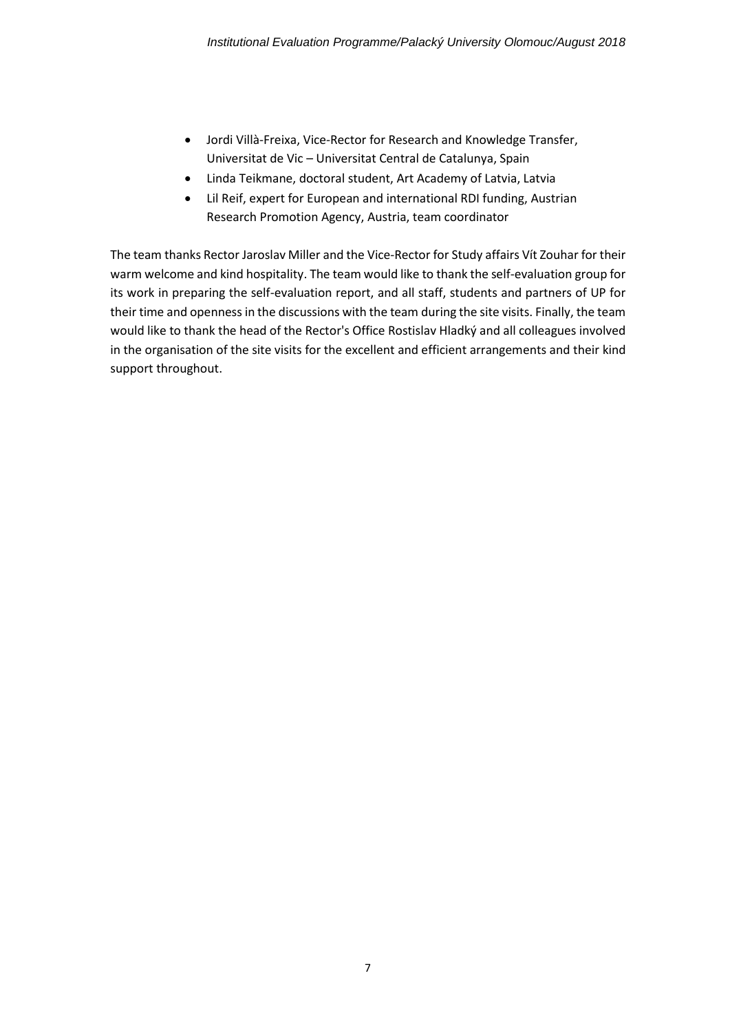- Jordi Villà-Freixa, Vice-Rector for Research and Knowledge Transfer, Universitat de Vic – Universitat Central de Catalunya, Spain
- Linda Teikmane, doctoral student, Art Academy of Latvia, Latvia
- Lil Reif, expert for European and international RDI funding, Austrian Research Promotion Agency, Austria, team coordinator

The team thanks Rector Jaroslav Miller and the Vice-Rector for Study affairs Vít Zouhar for their warm welcome and kind hospitality. The team would like to thank the self-evaluation group for its work in preparing the self-evaluation report, and all staff, students and partners of UP for their time and openness in the discussions with the team during the site visits. Finally, the team would like to thank the head of the Rector's Office Rostislav Hladký and all colleagues involved in the organisation of the site visits for the excellent and efficient arrangements and their kind support throughout.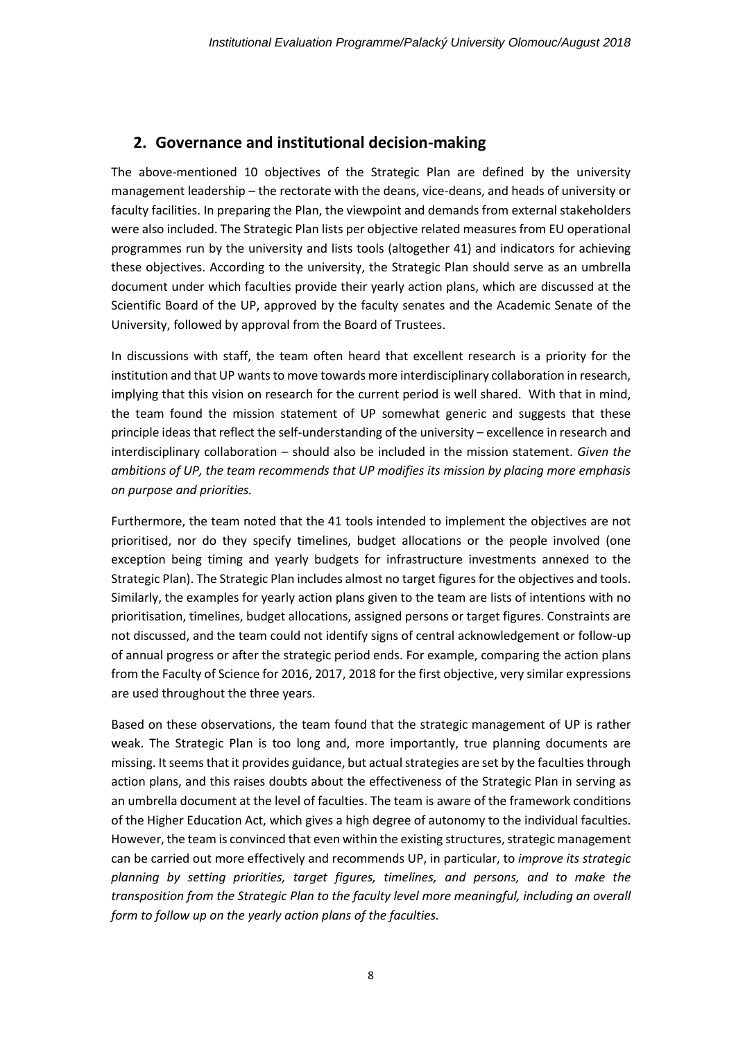## 2. Governance and institutional decision-making

The above-mentioned 10 objectives of the Strategic Plan are defined by the university management leadership – the rectorate with the deans, vice-deans, and heads of university or faculty facilities. In preparing the Plan, the viewpoint and demands from external stakeholders were also included. The Strategic Plan lists per objective related measures from EU operational programmes run by the university and lists tools (altogether 41) and indicators for achieving these objectives. According to the university, the Strategic Plan should serve as an umbrella document under which faculties provide their yearly action plans, which are discussed at the Scientific Board of the UP, approved by the faculty senates and the Academic Senate of the University, followed by approval from the Board of Trustees.

In discussions with staff, the team often heard that excellent research is a priority for the institution and that UP wants to move towards more interdisciplinary collaboration in research, implying that this vision on research for the current period is well shared. With that in mind, the team found the mission statement of UP somewhat generic and suggests that these principle ideas that reflect the self-understanding of the university – excellence in research and interdisciplinary collaboration – should also be included in the mission statement. *Given the ambitions of UP, the team recommends that UP modifies its mission by placing more emphasis on purpose and priorities.*

Furthermore, the team noted that the 41 tools intended to implement the objectives are not prioritised, nor do they specify timelines, budget allocations or the people involved (one exception being timing and yearly budgets for infrastructure investments annexed to the Strategic Plan). The Strategic Plan includes almost no target figures for the objectives and tools. Similarly, the examples for yearly action plans given to the team are lists of intentions with no prioritisation, timelines, budget allocations, assigned persons or target figures. Constraints are not discussed, and the team could not identify signs of central acknowledgement or follow-up of annual progress or after the strategic period ends. For example, comparing the action plans from the Faculty of Science for 2016, 2017, 2018 for the first objective, very similar expressions are used throughout the three years.

Based on these observations, the team found that the strategic management of UP is rather weak. The Strategic Plan is too long and, more importantly, true planning documents are missing. It seems that it provides guidance, but actual strategies are set by the faculties through action plans, and this raises doubts about the effectiveness of the Strategic Plan in serving as an umbrella document at the level of faculties. The team is aware of the framework conditions of the Higher Education Act, which gives a high degree of autonomy to the individual faculties. However, the team is convinced that even within the existing structures, strategic management can be carried out more effectively and recommends UP, in particular, to *improve its strategic planning by setting priorities, target figures, timelines, and persons, and to make the transposition from the Strategic Plan to the faculty level more meaningful, including an overall form to follow up on the yearly action plans of the faculties.*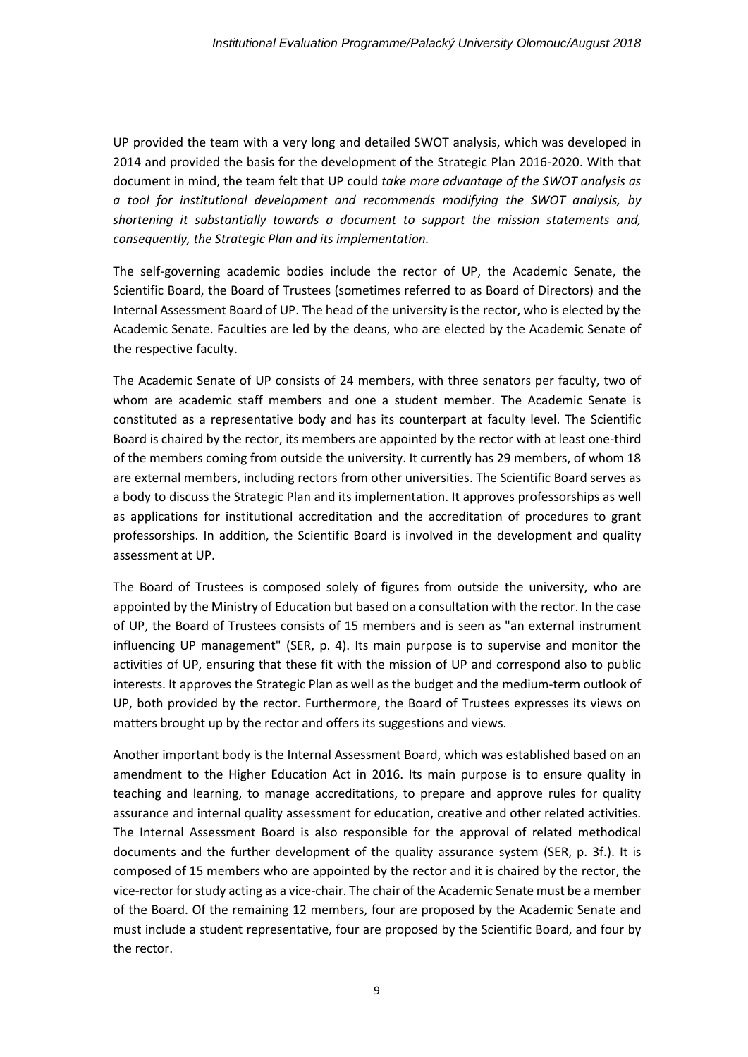UP provided the team with a very long and detailed SWOT analysis, which was developed in 2014 and provided the basis for the development of the Strategic Plan 2016-2020. With that document in mind, the team felt that UP could *take more advantage of the SWOT analysis as a tool for institutional development and recommends modifying the SWOT analysis, by shortening it substantially towards a document to support the mission statements and, consequently, the Strategic Plan and its implementation.*

The self-governing academic bodies include the rector of UP, the Academic Senate, the Scientific Board, the Board of Trustees (sometimes referred to as Board of Directors) and the Internal Assessment Board of UP. The head of the university is the rector, who is elected by the Academic Senate. Faculties are led by the deans, who are elected by the Academic Senate of the respective faculty.

The Academic Senate of UP consists of 24 members, with three senators per faculty, two of whom are academic staff members and one a student member. The Academic Senate is constituted as a representative body and has its counterpart at faculty level. The Scientific Board is chaired by the rector, its members are appointed by the rector with at least one-third of the members coming from outside the university. It currently has 29 members, of whom 18 are external members, including rectors from other universities. The Scientific Board serves as a body to discuss the Strategic Plan and its implementation. It approves professorships as well as applications for institutional accreditation and the accreditation of procedures to grant professorships. In addition, the Scientific Board is involved in the development and quality assessment at UP.

The Board of Trustees is composed solely of figures from outside the university, who are appointed by the Ministry of Education but based on a consultation with the rector. In the case of UP, the Board of Trustees consists of 15 members and is seen as "an external instrument influencing UP management" (SER, p. 4). Its main purpose is to supervise and monitor the activities of UP, ensuring that these fit with the mission of UP and correspond also to public interests. It approves the Strategic Plan as well as the budget and the medium-term outlook of UP, both provided by the rector. Furthermore, the Board of Trustees expresses its views on matters brought up by the rector and offers its suggestions and views.

Another important body is the Internal Assessment Board, which was established based on an amendment to the Higher Education Act in 2016. Its main purpose is to ensure quality in teaching and learning, to manage accreditations, to prepare and approve rules for quality assurance and internal quality assessment for education, creative and other related activities. The Internal Assessment Board is also responsible for the approval of related methodical documents and the further development of the quality assurance system (SER, p. 3f.). It is composed of 15 members who are appointed by the rector and it is chaired by the rector, the vice-rector for study acting as a vice-chair. The chair of the Academic Senate must be a member of the Board. Of the remaining 12 members, four are proposed by the Academic Senate and must include a student representative, four are proposed by the Scientific Board, and four by the rector.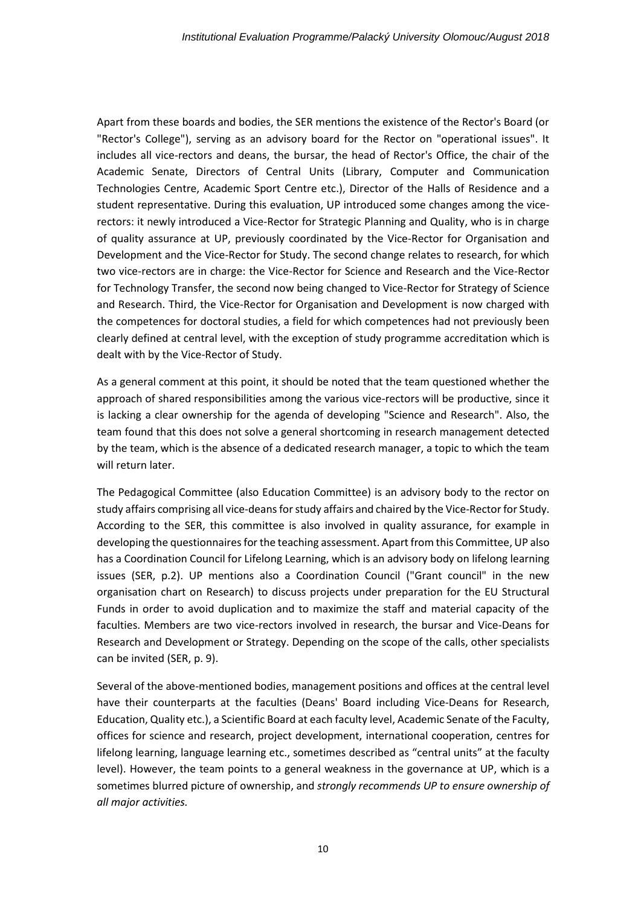Apart from these boards and bodies, the SER mentions the existence of the Rector's Board (or "Rector's College"), serving as an advisory board for the Rector on "operational issues". It includes all vice-rectors and deans, the bursar, the head of Rector's Office, the chair of the Academic Senate, Directors of Central Units (Library, Computer and Communication Technologies Centre, Academic Sport Centre etc.), Director of the Halls of Residence and a student representative. During this evaluation, UP introduced some changes among the vice-rectors: it newly introduced a Vice-Rector for Strategic Planning and Quality, who is in charge of quality assurance at UP, previously coordinated by the Vice-Rector for Organisation and Development and the Vice-Rector for Study. The second change relates to research, for which two vice-rectors are in charge: the Vice-Rector for Science and Research and the Vice-Rector for Technology Transfer, the second now being changed to Vice-Rector for Strategy of Science and Research. Third, the Vice-Rector for Organisation and Development is now charged with the competences for doctoral studies, a field for which competences had not previously been clearly defined at central level, with the exception of study programme accreditation which is dealt with by the Vice-Rector of Study.

As a general comment at this point, it should be noted that the team questioned whether the approach of shared responsibilities among the various vice-rectors will be productive, since it is lacking a clear ownership for the agenda of developing "Science and Research". Also, the team found that this does not solve a general shortcoming in research management detected by the team, which is the absence of a dedicated research manager, a topic to which the team will return later.

The Pedagogical Committee (also Education Committee) is an advisory body to the rector on study affairs comprising all vice-deans for study affairs and chaired by the Vice-Rector for Study. According to the SER, this committee is also involved in quality assurance, for example in developing the questionnaires for the teaching assessment. Apart from this Committee, UP also has a Coordination Council for Lifelong Learning, which is an advisory body on lifelong learning issues (SER, p.2). UP mentions also a Coordination Council ("Grant council" in the new organisation chart on Research) to discuss projects under preparation for the EU Structural Funds in order to avoid duplication and to maximize the staff and material capacity of the faculties. Members are two vice-rectors involved in research, the bursar and Vice-Deans for Research and Development or Strategy. Depending on the scope of the calls, other specialists can be invited (SER, p. 9).

Several of the above-mentioned bodies, management positions and offices at the central level have their counterparts at the faculties (Deans' Board including Vice-Deans for Research, Education, Quality etc.), a Scientific Board at each faculty level, Academic Senate of the Faculty, offices for science and research, project development, international cooperation, centres for lifelong learning, language learning etc., sometimes described as "central units" at the faculty level). However, the team points to a general weakness in the governance at UP, which is a sometimes blurred picture of ownership, and *strongly recommends UP to ensure ownership of all major activities.*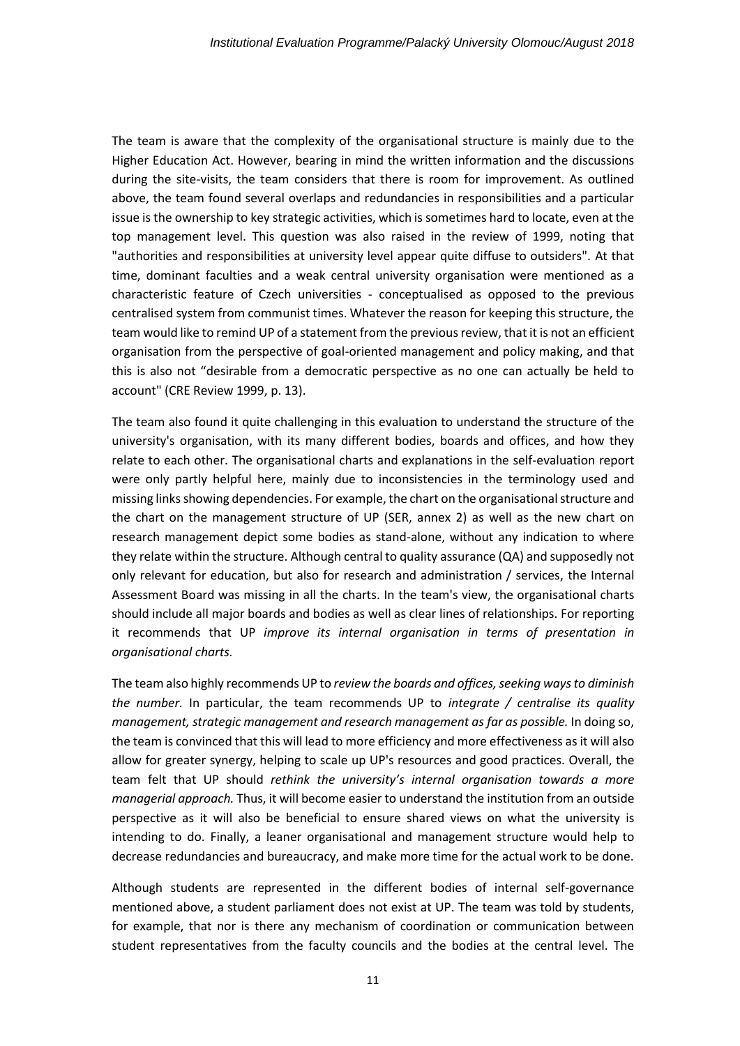The team is aware that the complexity of the organisational structure is mainly due to the Higher Education Act. However, bearing in mind the written information and the discussions during the site-visits, the team considers that there is room for improvement. As outlined above, the team found several overlaps and redundancies in responsibilities and a particular issue is the ownership to key strategic activities, which is sometimes hard to locate, even at the top management level. This question was also raised in the review of 1999, noting that "authorities and responsibilities at university level appear quite diffuse to outsiders". At that time, dominant faculties and a weak central university organisation were mentioned as a characteristic feature of Czech universities - conceptualised as opposed to the previous centralised system from communist times. Whatever the reason for keeping this structure, the team would like to remind UP of a statement from the previous review, that it is not an efficient organisation from the perspective of goal-oriented management and policy making, and that this is also not "desirable from a democratic perspective as no one can actually be held to account" (CRE Review 1999, p. 13).

The team also found it quite challenging in this evaluation to understand the structure of the university's organisation, with its many different bodies, boards and offices, and how they relate to each other. The organisational charts and explanations in the self-evaluation report were only partly helpful here, mainly due to inconsistencies in the terminology used and missing links showing dependencies. For example, the chart on the organisational structure and the chart on the management structure of UP (SER, annex 2) as well as the new chart on research management depict some bodies as stand-alone, without any indication to where they relate within the structure. Although central to quality assurance (QA) and supposedly not only relevant for education, but also for research and administration / services, the Internal Assessment Board was missing in all the charts. In the team's view, the organisational charts should include all major boards and bodies as well as clear lines of relationships. For reporting it recommends that UP *improve its internal organisation in terms of presentation in organisational charts.*

The team also highly recommends UP to *review the boards and offices, seeking ways to diminish the number.* In particular, the team recommends UP to *integrate / centralise its quality management, strategic management and research management as far as possible.* In doing so, the team is convinced that this will lead to more efficiency and more effectiveness as it will also allow for greater synergy, helping to scale up UP's resources and good practices. Overall, the team felt that UP should *rethink the university's internal organisation towards a more managerial approach.* Thus, it will become easier to understand the institution from an outside perspective as it will also be beneficial to ensure shared views on what the university is intending to do. Finally, a leaner organisational and management structure would help to decrease redundancies and bureaucracy, and make more time for the actual work to be done.

Although students are represented in the different bodies of internal self-governance mentioned above, a student parliament does not exist at UP. The team was told by students, for example, that nor is there any mechanism of coordination or communication between student representatives from the faculty councils and the bodies at the central level. The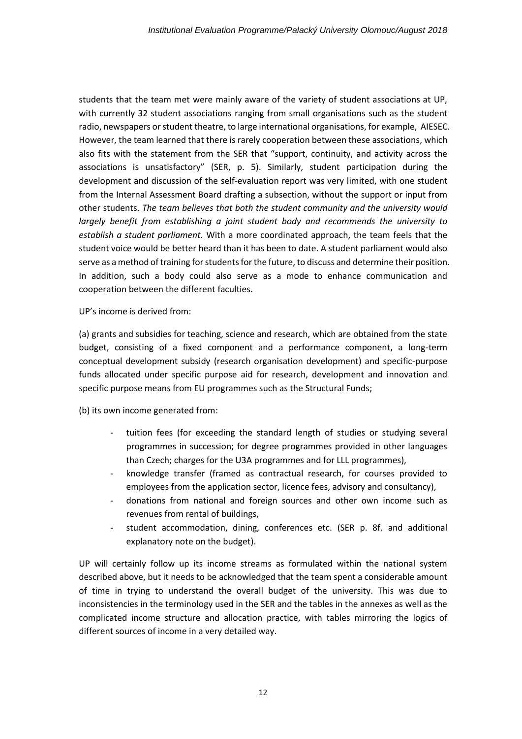students that the team met were mainly aware of the variety of student associations at UP, with currently 32 student associations ranging from small organisations such as the student radio, newspapers or student theatre, to large international organisations, for example, AIESEC. However, the team learned that there is rarely cooperation between these associations, which also fits with the statement from the SER that "support, continuity, and activity across the associations is unsatisfactory" (SER, p. 5). Similarly, student participation during the development and discussion of the self-evaluation report was very limited, with one student from the Internal Assessment Board drafting a subsection, without the support or input from other students. *The team believes that both the student community and the university would largely benefit from establishing a joint student body and recommends the university to establish a student parliament.* With a more coordinated approach, the team feels that the student voice would be better heard than it has been to date. A student parliament would also serve as a method of training for students for the future, to discuss and determine their position. In addition, such a body could also serve as a mode to enhance communication and cooperation between the different faculties.

UP's income is derived from:

(a) grants and subsidies for teaching, science and research, which are obtained from the state budget, consisting of a fixed component and a performance component, a long-term conceptual development subsidy (research organisation development) and specific-purpose funds allocated under specific purpose aid for research, development and innovation and specific purpose means from EU programmes such as the Structural Funds;

(b) its own income generated from:

- tuition fees (for exceeding the standard length of studies or studying several programmes in succession; for degree programmes provided in other languages than Czech; charges for the U3A programmes and for LLL programmes),
- knowledge transfer (framed as contractual research, for courses provided to employees from the application sector, licence fees, advisory and consultancy),
- donations from national and foreign sources and other own income such as revenues from rental of buildings,
- student accommodation, dining, conferences etc. (SER p. 8f. and additional explanatory note on the budget).

UP will certainly follow up its income streams as formulated within the national system described above, but it needs to be acknowledged that the team spent a considerable amount of time in trying to understand the overall budget of the university. This was due to inconsistencies in the terminology used in the SER and the tables in the annexes as well as the complicated income structure and allocation practice, with tables mirroring the logics of different sources of income in a very detailed way.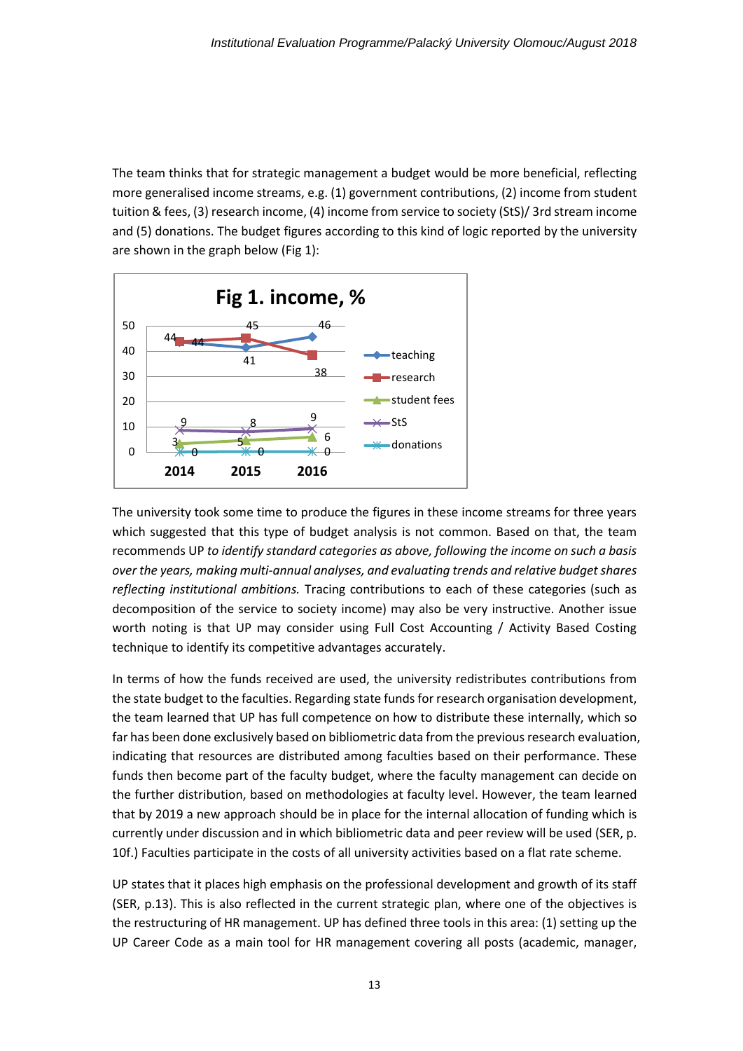The team thinks that for strategic management a budget would be more beneficial, reflecting more generalised income streams, e.g. (1) government contributions, (2) income from student tuition & fees, (3) research income, (4) income from service to society (StS)/ 3rd stream income and (5) donations. The budget figures according to this kind of logic reported by the university are shown in the graph below (Fig 1):

**Fig 1. income, %**

| | 2014 | 2015 | 2016 |
|---|---|---|---|
| teaching | 44 | 41 | 46 |
| research | 44 | 45 | 38 |
| student fees | 3 | 5 | 6 |
| StS | 9 | 8 | 9 |
| donations | 0 | 0 | 0 |

The university took some time to produce the figures in these income streams for three years which suggested that this type of budget analysis is not common. Based on that, the team recommends UP *to identify standard categories as above, following the income on such a basis over the years, making multi-annual analyses, and evaluating trends and relative budget shares reflecting institutional ambitions.* Tracing contributions to each of these categories (such as decomposition of the service to society income) may also be very instructive. Another issue worth noting is that UP may consider using Full Cost Accounting / Activity Based Costing technique to identify its competitive advantages accurately.

In terms of how the funds received are used, the university redistributes contributions from the state budget to the faculties. Regarding state funds for research organisation development, the team learned that UP has full competence on how to distribute these internally, which so far has been done exclusively based on bibliometric data from the previous research evaluation, indicating that resources are distributed among faculties based on their performance. These funds then become part of the faculty budget, where the faculty management can decide on the further distribution, based on methodologies at faculty level. However, the team learned that by 2019 a new approach should be in place for the internal allocation of funding which is currently under discussion and in which bibliometric data and peer review will be used (SER, p. 10f.) Faculties participate in the costs of all university activities based on a flat rate scheme.

UP states that it places high emphasis on the professional development and growth of its staff (SER, p.13). This is also reflected in the current strategic plan, where one of the objectives is the restructuring of HR management. UP has defined three tools in this area: (1) setting up the UP Career Code as a main tool for HR management covering all posts (academic, manager,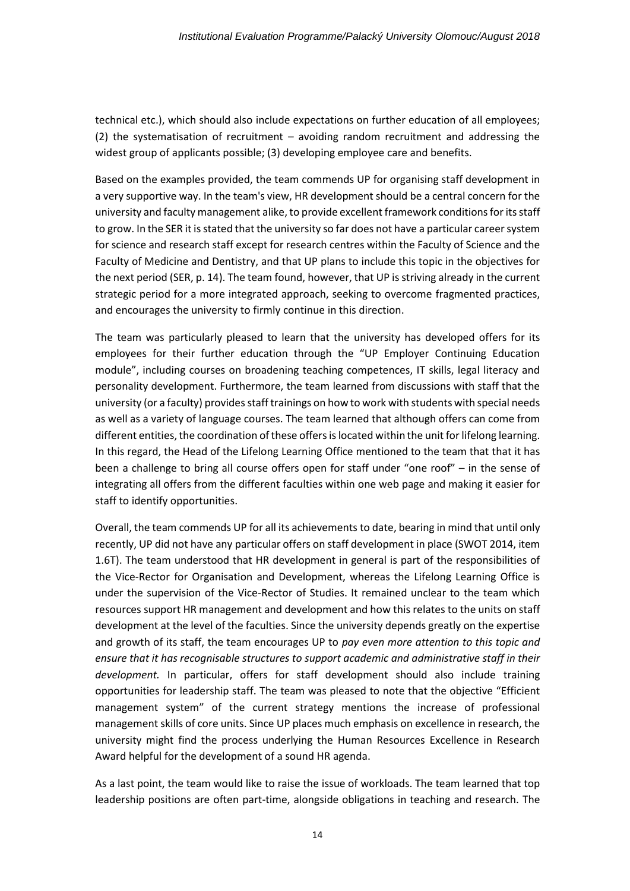technical etc.), which should also include expectations on further education of all employees; (2) the systematisation of recruitment – avoiding random recruitment and addressing the widest group of applicants possible; (3) developing employee care and benefits.

Based on the examples provided, the team commends UP for organising staff development in a very supportive way. In the team's view, HR development should be a central concern for the university and faculty management alike, to provide excellent framework conditions for its staff to grow. In the SER it is stated that the university so far does not have a particular career system for science and research staff except for research centres within the Faculty of Science and the Faculty of Medicine and Dentistry, and that UP plans to include this topic in the objectives for the next period (SER, p. 14). The team found, however, that UP is striving already in the current strategic period for a more integrated approach, seeking to overcome fragmented practices, and encourages the university to firmly continue in this direction.

The team was particularly pleased to learn that the university has developed offers for its employees for their further education through the "UP Employer Continuing Education module", including courses on broadening teaching competences, IT skills, legal literacy and personality development. Furthermore, the team learned from discussions with staff that the university (or a faculty) provides staff trainings on how to work with students with special needs as well as a variety of language courses. The team learned that although offers can come from different entities, the coordination of these offers is located within the unit for lifelong learning. In this regard, the Head of the Lifelong Learning Office mentioned to the team that that it has been a challenge to bring all course offers open for staff under "one roof" – in the sense of integrating all offers from the different faculties within one web page and making it easier for staff to identify opportunities.

Overall, the team commends UP for all its achievements to date, bearing in mind that until only recently, UP did not have any particular offers on staff development in place (SWOT 2014, item 1.6T). The team understood that HR development in general is part of the responsibilities of the Vice-Rector for Organisation and Development, whereas the Lifelong Learning Office is under the supervision of the Vice-Rector of Studies. It remained unclear to the team which resources support HR management and development and how this relates to the units on staff development at the level of the faculties. Since the university depends greatly on the expertise and growth of its staff, the team encourages UP to *pay even more attention to this topic and ensure that it has recognisable structures to support academic and administrative staff in their development.* In particular, offers for staff development should also include training opportunities for leadership staff. The team was pleased to note that the objective "Efficient management system" of the current strategy mentions the increase of professional management skills of core units. Since UP places much emphasis on excellence in research, the university might find the process underlying the Human Resources Excellence in Research Award helpful for the development of a sound HR agenda.

As a last point, the team would like to raise the issue of workloads. The team learned that top leadership positions are often part-time, alongside obligations in teaching and research. The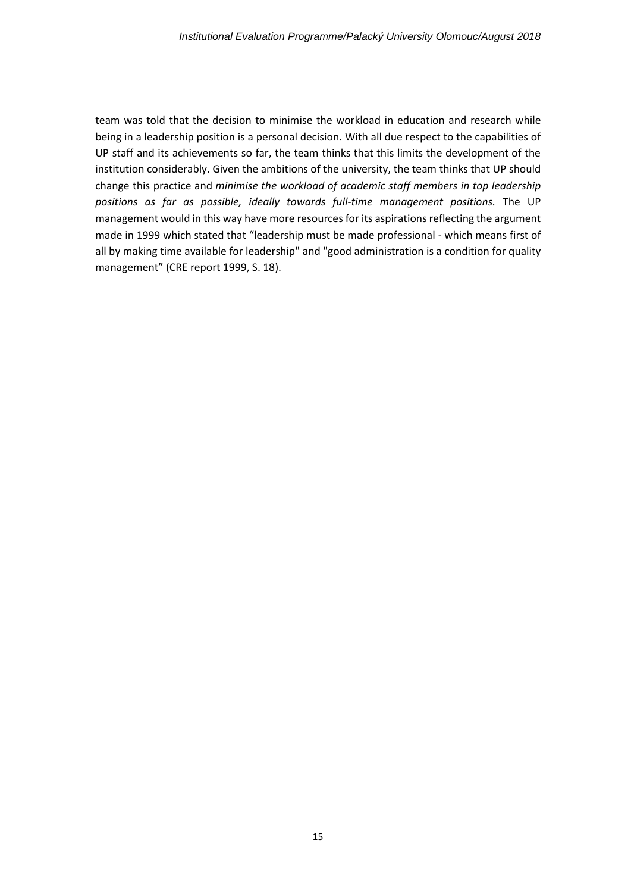team was told that the decision to minimise the workload in education and research while being in a leadership position is a personal decision. With all due respect to the capabilities of UP staff and its achievements so far, the team thinks that this limits the development of the institution considerably. Given the ambitions of the university, the team thinks that UP should change this practice and *minimise the workload of academic staff members in top leadership positions as far as possible, ideally towards full-time management positions.* The UP management would in this way have more resources for its aspirations reflecting the argument made in 1999 which stated that "leadership must be made professional - which means first of all by making time available for leadership" and "good administration is a condition for quality management" (CRE report 1999, S. 18).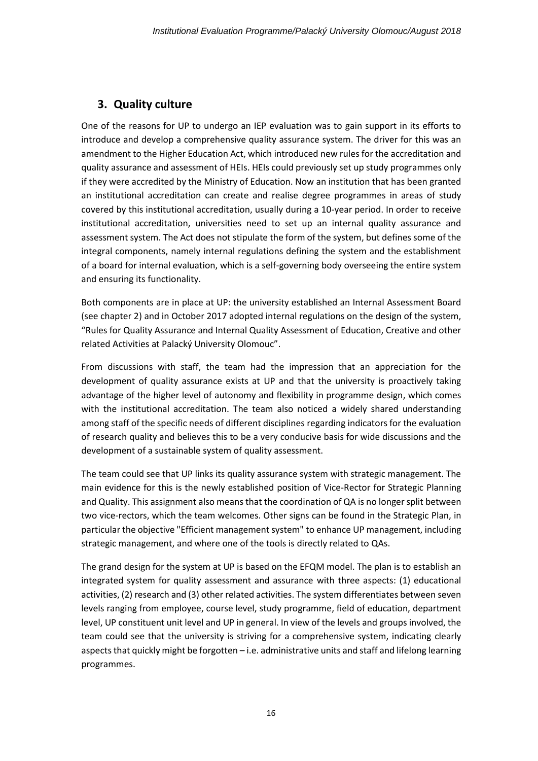## 3. Quality culture

One of the reasons for UP to undergo an IEP evaluation was to gain support in its efforts to introduce and develop a comprehensive quality assurance system. The driver for this was an amendment to the Higher Education Act, which introduced new rules for the accreditation and quality assurance and assessment of HEIs. HEIs could previously set up study programmes only if they were accredited by the Ministry of Education. Now an institution that has been granted an institutional accreditation can create and realise degree programmes in areas of study covered by this institutional accreditation, usually during a 10-year period. In order to receive institutional accreditation, universities need to set up an internal quality assurance and assessment system. The Act does not stipulate the form of the system, but defines some of the integral components, namely internal regulations defining the system and the establishment of a board for internal evaluation, which is a self-governing body overseeing the entire system and ensuring its functionality.

Both components are in place at UP: the university established an Internal Assessment Board (see chapter 2) and in October 2017 adopted internal regulations on the design of the system, "Rules for Quality Assurance and Internal Quality Assessment of Education, Creative and other related Activities at Palacký University Olomouc".

From discussions with staff, the team had the impression that an appreciation for the development of quality assurance exists at UP and that the university is proactively taking advantage of the higher level of autonomy and flexibility in programme design, which comes with the institutional accreditation. The team also noticed a widely shared understanding among staff of the specific needs of different disciplines regarding indicators for the evaluation of research quality and believes this to be a very conducive basis for wide discussions and the development of a sustainable system of quality assessment.

The team could see that UP links its quality assurance system with strategic management. The main evidence for this is the newly established position of Vice-Rector for Strategic Planning and Quality. This assignment also means that the coordination of QA is no longer split between two vice-rectors, which the team welcomes. Other signs can be found in the Strategic Plan, in particular the objective "Efficient management system" to enhance UP management, including strategic management, and where one of the tools is directly related to QAs.

The grand design for the system at UP is based on the EFQM model. The plan is to establish an integrated system for quality assessment and assurance with three aspects: (1) educational activities, (2) research and (3) other related activities. The system differentiates between seven levels ranging from employee, course level, study programme, field of education, department level, UP constituent unit level and UP in general. In view of the levels and groups involved, the team could see that the university is striving for a comprehensive system, indicating clearly aspects that quickly might be forgotten – i.e. administrative units and staff and lifelong learning programmes.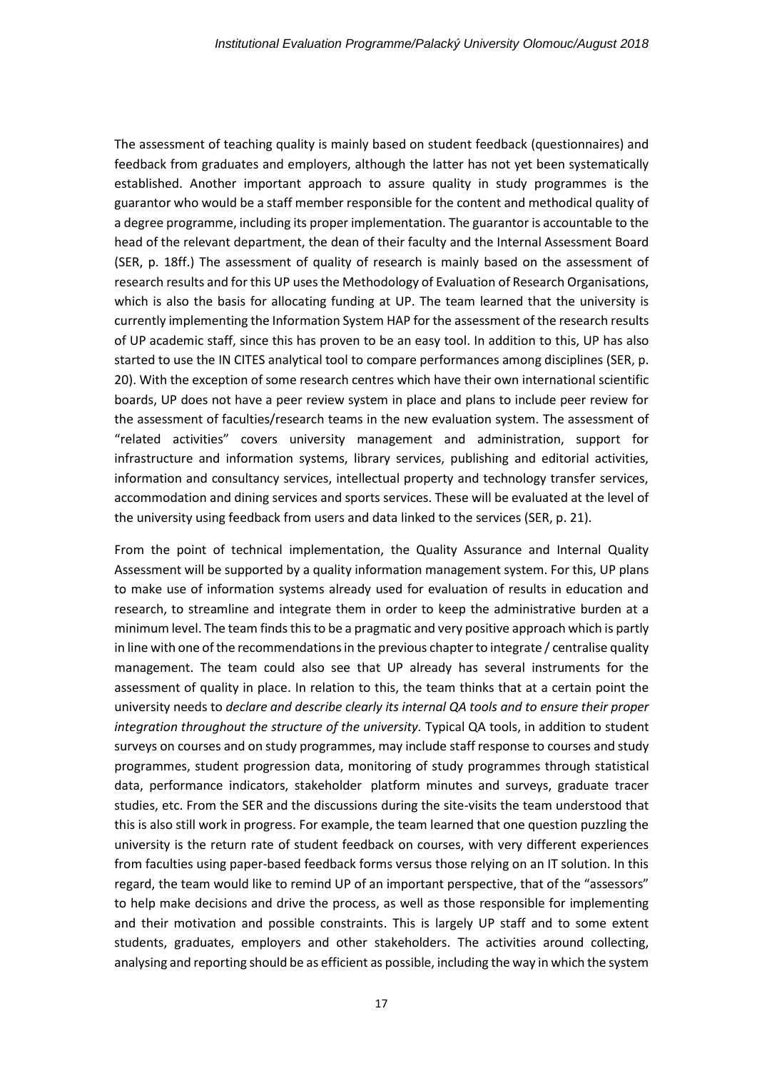The assessment of teaching quality is mainly based on student feedback (questionnaires) and feedback from graduates and employers, although the latter has not yet been systematically established. Another important approach to assure quality in study programmes is the guarantor who would be a staff member responsible for the content and methodical quality of a degree programme, including its proper implementation. The guarantor is accountable to the head of the relevant department, the dean of their faculty and the Internal Assessment Board (SER, p. 18ff.) The assessment of quality of research is mainly based on the assessment of research results and for this UP uses the Methodology of Evaluation of Research Organisations, which is also the basis for allocating funding at UP. The team learned that the university is currently implementing the Information System HAP for the assessment of the research results of UP academic staff, since this has proven to be an easy tool. In addition to this, UP has also started to use the IN CITES analytical tool to compare performances among disciplines (SER, p. 20). With the exception of some research centres which have their own international scientific boards, UP does not have a peer review system in place and plans to include peer review for the assessment of faculties/research teams in the new evaluation system. The assessment of "related activities" covers university management and administration, support for infrastructure and information systems, library services, publishing and editorial activities, information and consultancy services, intellectual property and technology transfer services, accommodation and dining services and sports services. These will be evaluated at the level of the university using feedback from users and data linked to the services (SER, p. 21).

From the point of technical implementation, the Quality Assurance and Internal Quality Assessment will be supported by a quality information management system. For this, UP plans to make use of information systems already used for evaluation of results in education and research, to streamline and integrate them in order to keep the administrative burden at a minimum level. The team finds this to be a pragmatic and very positive approach which is partly in line with one of the recommendations in the previous chapter to integrate / centralise quality management. The team could also see that UP already has several instruments for the assessment of quality in place. In relation to this, the team thinks that at a certain point the university needs to *declare and describe clearly its internal QA tools and to ensure their proper integration throughout the structure of the university.* Typical QA tools, in addition to student surveys on courses and on study programmes, may include staff response to courses and study programmes, student progression data, monitoring of study programmes through statistical data, performance indicators, stakeholder platform minutes and surveys, graduate tracer studies, etc. From the SER and the discussions during the site-visits the team understood that this is also still work in progress. For example, the team learned that one question puzzling the university is the return rate of student feedback on courses, with very different experiences from faculties using paper-based feedback forms versus those relying on an IT solution. In this regard, the team would like to remind UP of an important perspective, that of the "assessors" to help make decisions and drive the process, as well as those responsible for implementing and their motivation and possible constraints. This is largely UP staff and to some extent students, graduates, employers and other stakeholders. The activities around collecting, analysing and reporting should be as efficient as possible, including the way in which the system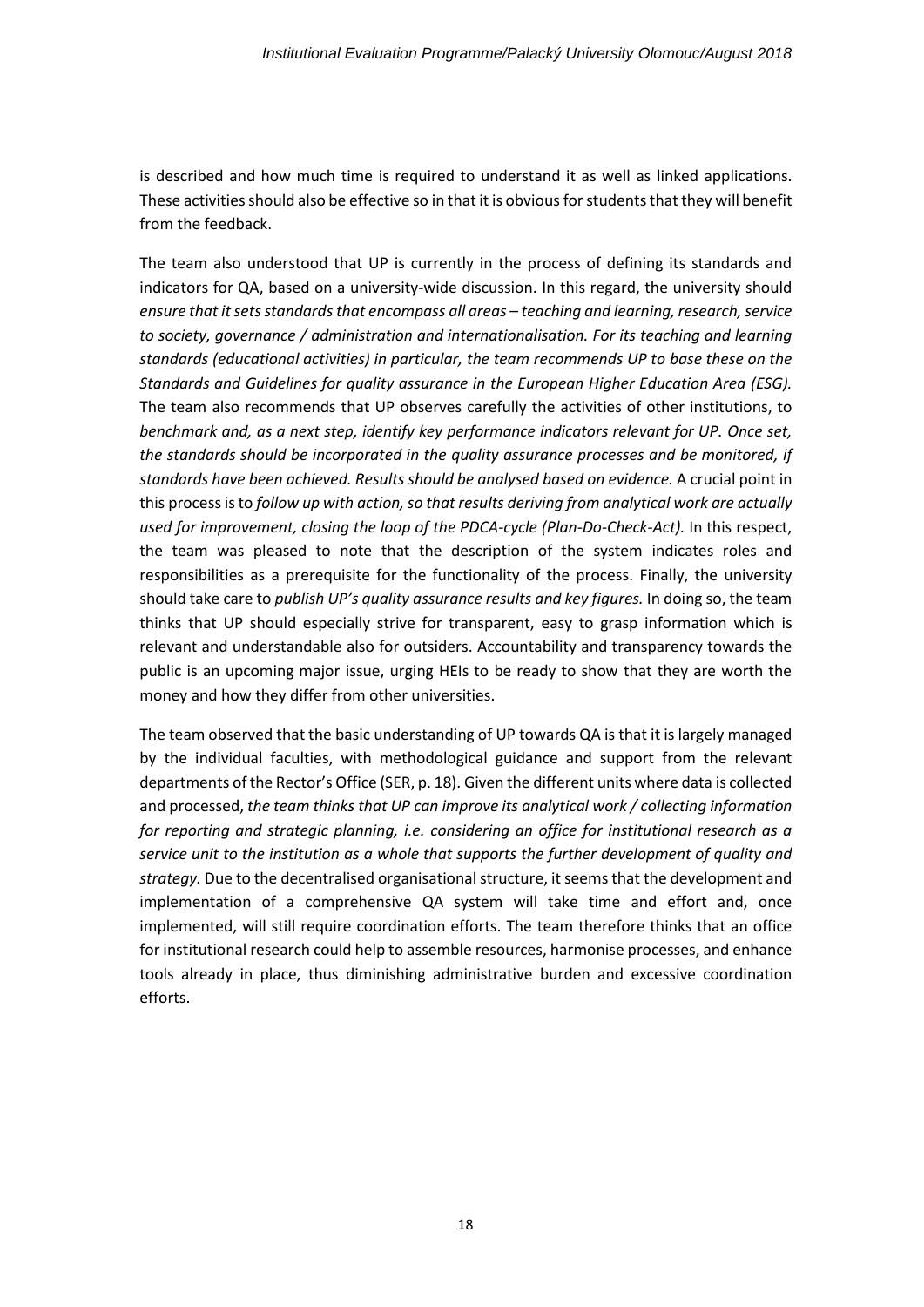is described and how much time is required to understand it as well as linked applications. These activities should also be effective so in that it is obvious for students that they will benefit from the feedback.

The team also understood that UP is currently in the process of defining its standards and indicators for QA, based on a university-wide discussion. In this regard, the university should *ensure that it sets standards that encompass all areas – teaching and learning, research, service to society, governance / administration and internationalisation. For its teaching and learning standards (educational activities) in particular, the team recommends UP to base these on the Standards and Guidelines for quality assurance in the European Higher Education Area (ESG).* The team also recommends that UP observes carefully the activities of other institutions, to *benchmark and, as a next step, identify key performance indicators relevant for UP. Once set, the standards should be incorporated in the quality assurance processes and be monitored, if standards have been achieved. Results should be analysed based on evidence.* A crucial point in this process is to *follow up with action, so that results deriving from analytical work are actually used for improvement, closing the loop of the PDCA-cycle (Plan-Do-Check-Act).* In this respect, the team was pleased to note that the description of the system indicates roles and responsibilities as a prerequisite for the functionality of the process. Finally, the university should take care to *publish UP's quality assurance results and key figures.* In doing so, the team thinks that UP should especially strive for transparent, easy to grasp information which is relevant and understandable also for outsiders. Accountability and transparency towards the public is an upcoming major issue, urging HEIs to be ready to show that they are worth the money and how they differ from other universities.

The team observed that the basic understanding of UP towards QA is that it is largely managed by the individual faculties, with methodological guidance and support from the relevant departments of the Rector's Office (SER, p. 18). Given the different units where data is collected and processed, *the team thinks that UP can improve its analytical work / collecting information for reporting and strategic planning, i.e. considering an office for institutional research as a service unit to the institution as a whole that supports the further development of quality and strategy.* Due to the decentralised organisational structure, it seems that the development and implementation of a comprehensive QA system will take time and effort and, once implemented, will still require coordination efforts. The team therefore thinks that an office for institutional research could help to assemble resources, harmonise processes, and enhance tools already in place, thus diminishing administrative burden and excessive coordination efforts.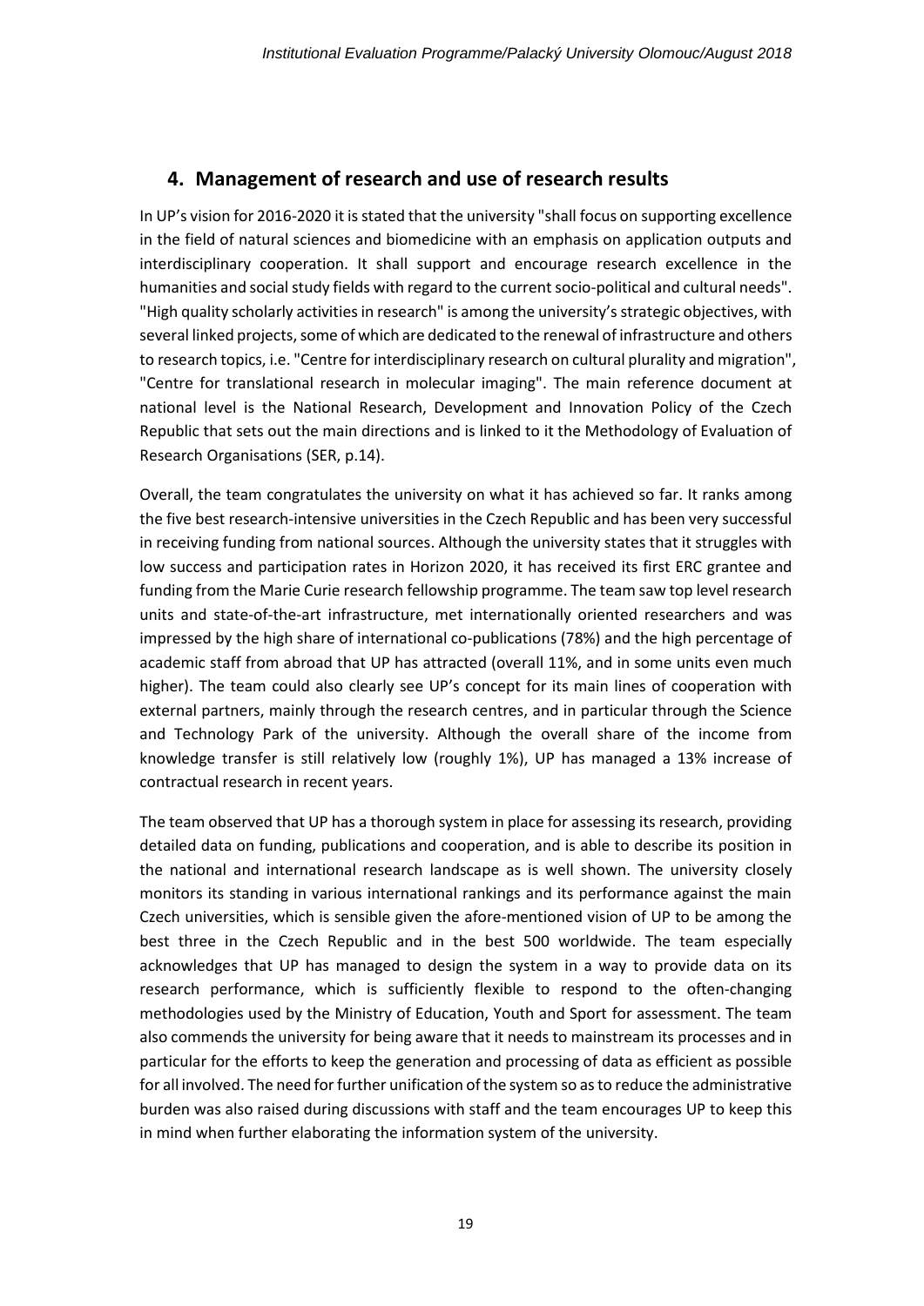## 4. Management of research and use of research results

In UP's vision for 2016-2020 it is stated that the university "shall focus on supporting excellence in the field of natural sciences and biomedicine with an emphasis on application outputs and interdisciplinary cooperation. It shall support and encourage research excellence in the humanities and social study fields with regard to the current socio-political and cultural needs". "High quality scholarly activities in research" is among the university's strategic objectives, with several linked projects, some of which are dedicated to the renewal of infrastructure and others to research topics, i.e. "Centre for interdisciplinary research on cultural plurality and migration", "Centre for translational research in molecular imaging". The main reference document at national level is the National Research, Development and Innovation Policy of the Czech Republic that sets out the main directions and is linked to it the Methodology of Evaluation of Research Organisations (SER, p.14).

Overall, the team congratulates the university on what it has achieved so far. It ranks among the five best research-intensive universities in the Czech Republic and has been very successful in receiving funding from national sources. Although the university states that it struggles with low success and participation rates in Horizon 2020, it has received its first ERC grantee and funding from the Marie Curie research fellowship programme. The team saw top level research units and state-of-the-art infrastructure, met internationally oriented researchers and was impressed by the high share of international co-publications (78%) and the high percentage of academic staff from abroad that UP has attracted (overall 11%, and in some units even much higher). The team could also clearly see UP's concept for its main lines of cooperation with external partners, mainly through the research centres, and in particular through the Science and Technology Park of the university. Although the overall share of the income from knowledge transfer is still relatively low (roughly 1%), UP has managed a 13% increase of contractual research in recent years.

The team observed that UP has a thorough system in place for assessing its research, providing detailed data on funding, publications and cooperation, and is able to describe its position in the national and international research landscape as is well shown. The university closely monitors its standing in various international rankings and its performance against the main Czech universities, which is sensible given the afore-mentioned vision of UP to be among the best three in the Czech Republic and in the best 500 worldwide. The team especially acknowledges that UP has managed to design the system in a way to provide data on its research performance, which is sufficiently flexible to respond to the often-changing methodologies used by the Ministry of Education, Youth and Sport for assessment. The team also commends the university for being aware that it needs to mainstream its processes and in particular for the efforts to keep the generation and processing of data as efficient as possible for all involved. The need for further unification of the system so as to reduce the administrative burden was also raised during discussions with staff and the team encourages UP to keep this in mind when further elaborating the information system of the university.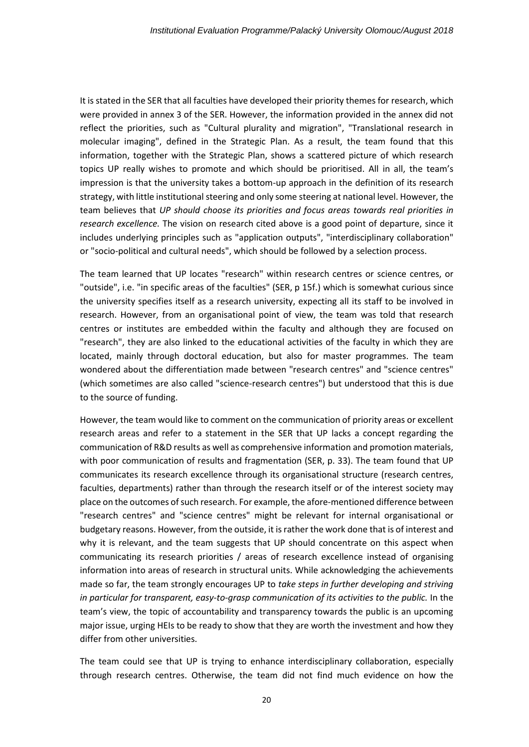It is stated in the SER that all faculties have developed their priority themes for research, which were provided in annex 3 of the SER. However, the information provided in the annex did not reflect the priorities, such as "Cultural plurality and migration", "Translational research in molecular imaging", defined in the Strategic Plan. As a result, the team found that this information, together with the Strategic Plan, shows a scattered picture of which research topics UP really wishes to promote and which should be prioritised. All in all, the team's impression is that the university takes a bottom-up approach in the definition of its research strategy, with little institutional steering and only some steering at national level. However, the team believes that *UP should choose its priorities and focus areas towards real priorities in research excellence.* The vision on research cited above is a good point of departure, since it includes underlying principles such as "application outputs", "interdisciplinary collaboration" or "socio-political and cultural needs", which should be followed by a selection process.

The team learned that UP locates "research" within research centres or science centres, or "outside", i.e. "in specific areas of the faculties" (SER, p 15f.) which is somewhat curious since the university specifies itself as a research university, expecting all its staff to be involved in research. However, from an organisational point of view, the team was told that research centres or institutes are embedded within the faculty and although they are focused on "research", they are also linked to the educational activities of the faculty in which they are located, mainly through doctoral education, but also for master programmes. The team wondered about the differentiation made between "research centres" and "science centres" (which sometimes are also called "science-research centres") but understood that this is due to the source of funding.

However, the team would like to comment on the communication of priority areas or excellent research areas and refer to a statement in the SER that UP lacks a concept regarding the communication of R&D results as well as comprehensive information and promotion materials, with poor communication of results and fragmentation (SER, p. 33). The team found that UP communicates its research excellence through its organisational structure (research centres, faculties, departments) rather than through the research itself or of the interest society may place on the outcomes of such research. For example, the afore-mentioned difference between "research centres" and "science centres" might be relevant for internal organisational or budgetary reasons. However, from the outside, it is rather the work done that is of interest and why it is relevant, and the team suggests that UP should concentrate on this aspect when communicating its research priorities / areas of research excellence instead of organising information into areas of research in structural units. While acknowledging the achievements made so far, the team strongly encourages UP to *take steps in further developing and striving in particular for transparent, easy-to-grasp communication of its activities to the public.* In the team's view, the topic of accountability and transparency towards the public is an upcoming major issue, urging HEIs to be ready to show that they are worth the investment and how they differ from other universities.

The team could see that UP is trying to enhance interdisciplinary collaboration, especially through research centres. Otherwise, the team did not find much evidence on how the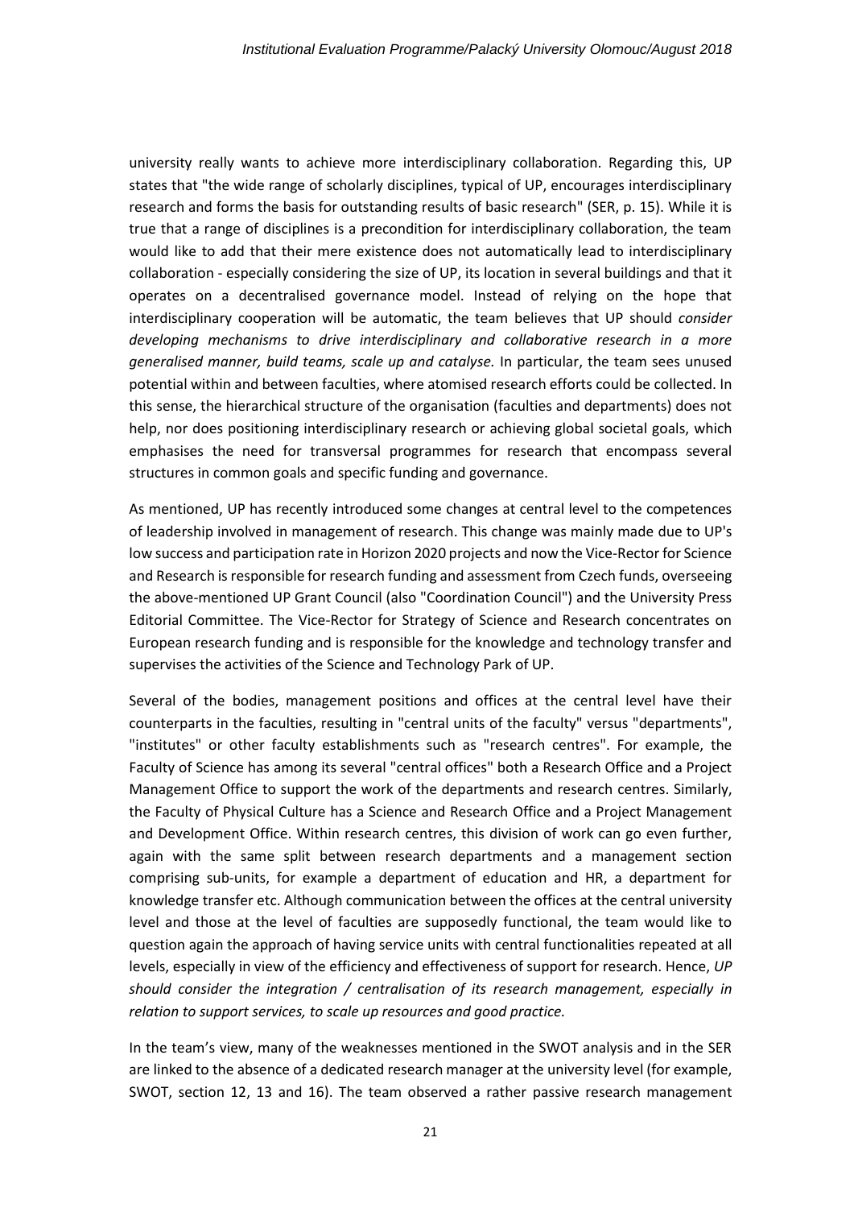university really wants to achieve more interdisciplinary collaboration. Regarding this, UP states that "the wide range of scholarly disciplines, typical of UP, encourages interdisciplinary research and forms the basis for outstanding results of basic research" (SER, p. 15). While it is true that a range of disciplines is a precondition for interdisciplinary collaboration, the team would like to add that their mere existence does not automatically lead to interdisciplinary collaboration - especially considering the size of UP, its location in several buildings and that it operates on a decentralised governance model. Instead of relying on the hope that interdisciplinary cooperation will be automatic, the team believes that UP should *consider developing mechanisms to drive interdisciplinary and collaborative research in a more generalised manner, build teams, scale up and catalyse.* In particular, the team sees unused potential within and between faculties, where atomised research efforts could be collected. In this sense, the hierarchical structure of the organisation (faculties and departments) does not help, nor does positioning interdisciplinary research or achieving global societal goals, which emphasises the need for transversal programmes for research that encompass several structures in common goals and specific funding and governance.

As mentioned, UP has recently introduced some changes at central level to the competences of leadership involved in management of research. This change was mainly made due to UP's low success and participation rate in Horizon 2020 projects and now the Vice-Rector for Science and Research is responsible for research funding and assessment from Czech funds, overseeing the above-mentioned UP Grant Council (also "Coordination Council") and the University Press Editorial Committee. The Vice-Rector for Strategy of Science and Research concentrates on European research funding and is responsible for the knowledge and technology transfer and supervises the activities of the Science and Technology Park of UP.

Several of the bodies, management positions and offices at the central level have their counterparts in the faculties, resulting in "central units of the faculty" versus "departments", "institutes" or other faculty establishments such as "research centres". For example, the Faculty of Science has among its several "central offices" both a Research Office and a Project Management Office to support the work of the departments and research centres. Similarly, the Faculty of Physical Culture has a Science and Research Office and a Project Management and Development Office. Within research centres, this division of work can go even further, again with the same split between research departments and a management section comprising sub-units, for example a department of education and HR, a department for knowledge transfer etc. Although communication between the offices at the central university level and those at the level of faculties are supposedly functional, the team would like to question again the approach of having service units with central functionalities repeated at all levels, especially in view of the efficiency and effectiveness of support for research. Hence, *UP should consider the integration / centralisation of its research management, especially in relation to support services, to scale up resources and good practice.*

In the team's view, many of the weaknesses mentioned in the SWOT analysis and in the SER are linked to the absence of a dedicated research manager at the university level (for example, SWOT, section 12, 13 and 16). The team observed a rather passive research management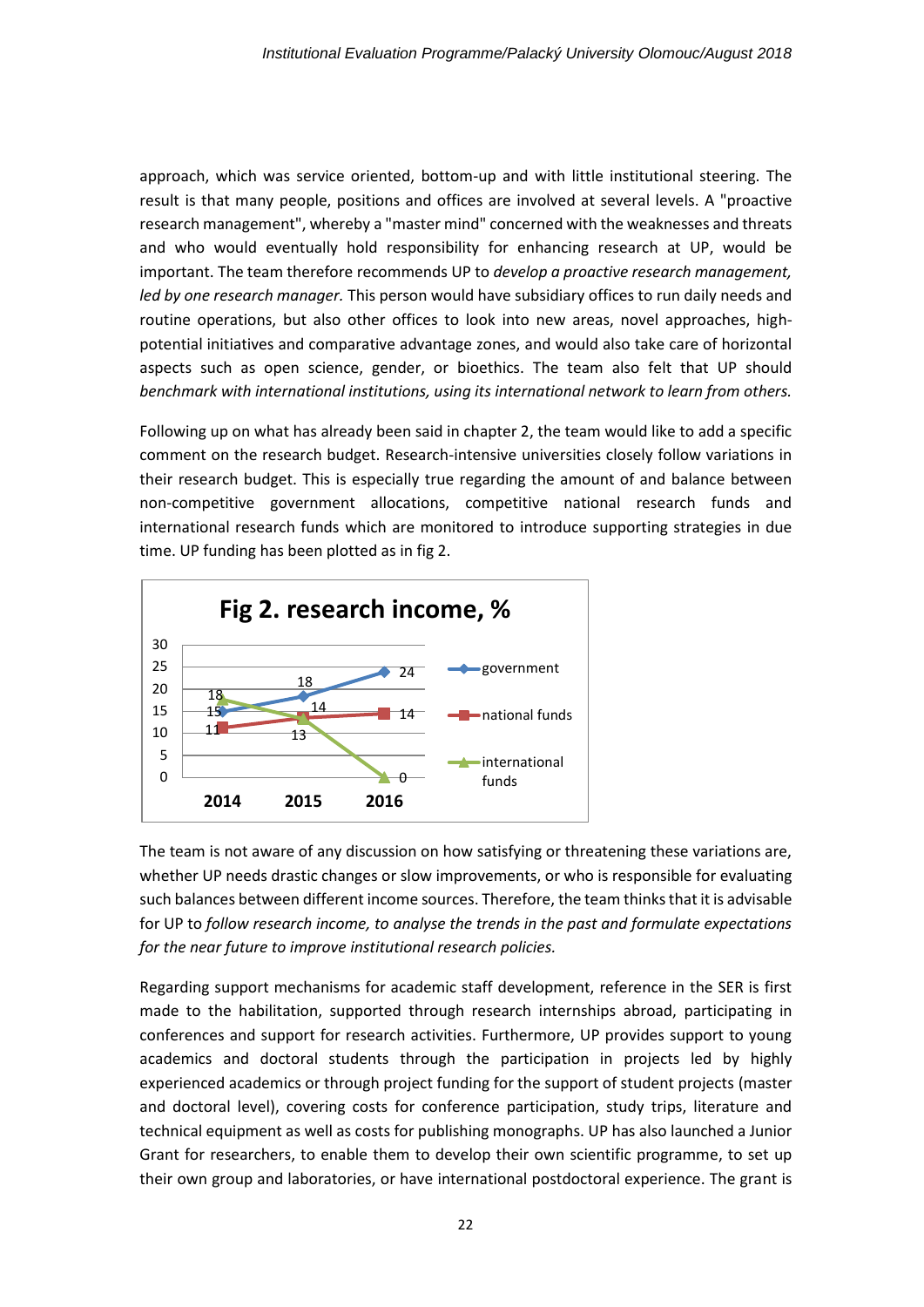approach, which was service oriented, bottom-up and with little institutional steering. The result is that many people, positions and offices are involved at several levels. A "proactive research management", whereby a "master mind" concerned with the weaknesses and threats and who would eventually hold responsibility for enhancing research at UP, would be important. The team therefore recommends UP to *develop a proactive research management, led by one research manager.* This person would have subsidiary offices to run daily needs and routine operations, but also other offices to look into new areas, novel approaches, high-potential initiatives and comparative advantage zones, and would also take care of horizontal aspects such as open science, gender, or bioethics. The team also felt that UP should *benchmark with international institutions, using its international network to learn from others.*

Following up on what has already been said in chapter 2, the team would like to add a specific comment on the research budget. Research-intensive universities closely follow variations in their research budget. This is especially true regarding the amount of and balance between non-competitive government allocations, competitive national research funds and international research funds which are monitored to introduce supporting strategies in due time. UP funding has been plotted as in fig 2.

**Fig 2. research income, %**

| | 2014 | 2015 | 2016 |
|---|---|---|---|
| government | 15 | 18 | 24 |
| national funds | 11 | 14 | 14 |
| international funds | 18 | 13 | 0 |

The team is not aware of any discussion on how satisfying or threatening these variations are, whether UP needs drastic changes or slow improvements, or who is responsible for evaluating such balances between different income sources. Therefore, the team thinks that it is advisable for UP to *follow research income, to analyse the trends in the past and formulate expectations for the near future to improve institutional research policies.*

Regarding support mechanisms for academic staff development, reference in the SER is first made to the habilitation, supported through research internships abroad, participating in conferences and support for research activities. Furthermore, UP provides support to young academics and doctoral students through the participation in projects led by highly experienced academics or through project funding for the support of student projects (master and doctoral level), covering costs for conference participation, study trips, literature and technical equipment as well as costs for publishing monographs. UP has also launched a Junior Grant for researchers, to enable them to develop their own scientific programme, to set up their own group and laboratories, or have international postdoctoral experience. The grant is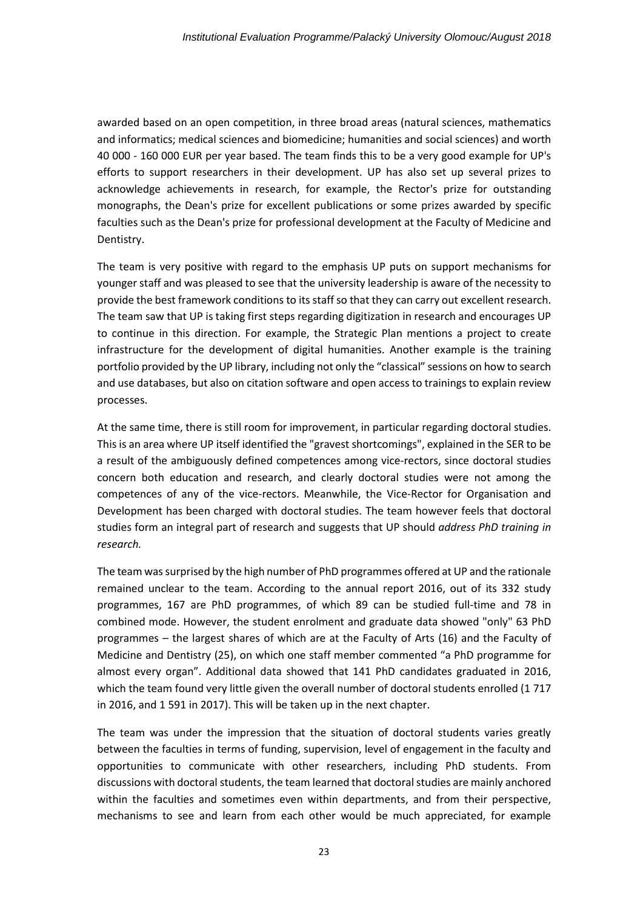awarded based on an open competition, in three broad areas (natural sciences, mathematics and informatics; medical sciences and biomedicine; humanities and social sciences) and worth 40 000 - 160 000 EUR per year based. The team finds this to be a very good example for UP's efforts to support researchers in their development. UP has also set up several prizes to acknowledge achievements in research, for example, the Rector's prize for outstanding monographs, the Dean's prize for excellent publications or some prizes awarded by specific faculties such as the Dean's prize for professional development at the Faculty of Medicine and Dentistry.

The team is very positive with regard to the emphasis UP puts on support mechanisms for younger staff and was pleased to see that the university leadership is aware of the necessity to provide the best framework conditions to its staff so that they can carry out excellent research. The team saw that UP is taking first steps regarding digitization in research and encourages UP to continue in this direction. For example, the Strategic Plan mentions a project to create infrastructure for the development of digital humanities. Another example is the training portfolio provided by the UP library, including not only the "classical" sessions on how to search and use databases, but also on citation software and open access to trainings to explain review processes.

At the same time, there is still room for improvement, in particular regarding doctoral studies. This is an area where UP itself identified the "gravest shortcomings", explained in the SER to be a result of the ambiguously defined competences among vice-rectors, since doctoral studies concern both education and research, and clearly doctoral studies were not among the competences of any of the vice-rectors. Meanwhile, the Vice-Rector for Organisation and Development has been charged with doctoral studies. The team however feels that doctoral studies form an integral part of research and suggests that UP should *address PhD training in research.*

The team was surprised by the high number of PhD programmes offered at UP and the rationale remained unclear to the team. According to the annual report 2016, out of its 332 study programmes, 167 are PhD programmes, of which 89 can be studied full-time and 78 in combined mode. However, the student enrolment and graduate data showed "only" 63 PhD programmes – the largest shares of which are at the Faculty of Arts (16) and the Faculty of Medicine and Dentistry (25), on which one staff member commented "a PhD programme for almost every organ". Additional data showed that 141 PhD candidates graduated in 2016, which the team found very little given the overall number of doctoral students enrolled (1 717 in 2016, and 1 591 in 2017). This will be taken up in the next chapter.

The team was under the impression that the situation of doctoral students varies greatly between the faculties in terms of funding, supervision, level of engagement in the faculty and opportunities to communicate with other researchers, including PhD students. From discussions with doctoral students, the team learned that doctoral studies are mainly anchored within the faculties and sometimes even within departments, and from their perspective, mechanisms to see and learn from each other would be much appreciated, for example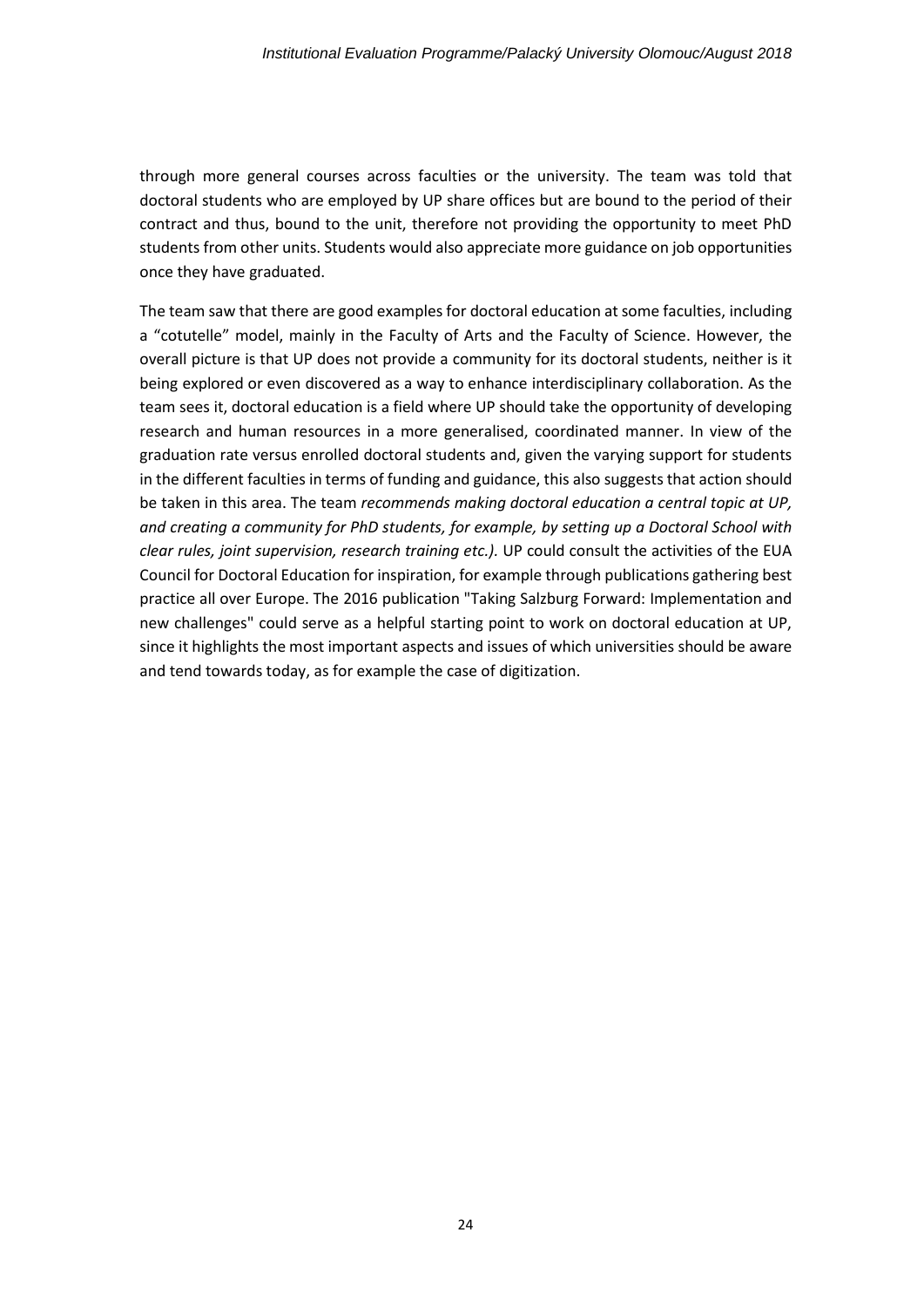through more general courses across faculties or the university. The team was told that doctoral students who are employed by UP share offices but are bound to the period of their contract and thus, bound to the unit, therefore not providing the opportunity to meet PhD students from other units. Students would also appreciate more guidance on job opportunities once they have graduated.

The team saw that there are good examples for doctoral education at some faculties, including a "cotutelle" model, mainly in the Faculty of Arts and the Faculty of Science. However, the overall picture is that UP does not provide a community for its doctoral students, neither is it being explored or even discovered as a way to enhance interdisciplinary collaboration. As the team sees it, doctoral education is a field where UP should take the opportunity of developing research and human resources in a more generalised, coordinated manner. In view of the graduation rate versus enrolled doctoral students and, given the varying support for students in the different faculties in terms of funding and guidance, this also suggests that action should be taken in this area. The team *recommends making doctoral education a central topic at UP, and creating a community for PhD students, for example, by setting up a Doctoral School with clear rules, joint supervision, research training etc.).* UP could consult the activities of the EUA Council for Doctoral Education for inspiration, for example through publications gathering best practice all over Europe. The 2016 publication "Taking Salzburg Forward: Implementation and new challenges" could serve as a helpful starting point to work on doctoral education at UP, since it highlights the most important aspects and issues of which universities should be aware and tend towards today, as for example the case of digitization.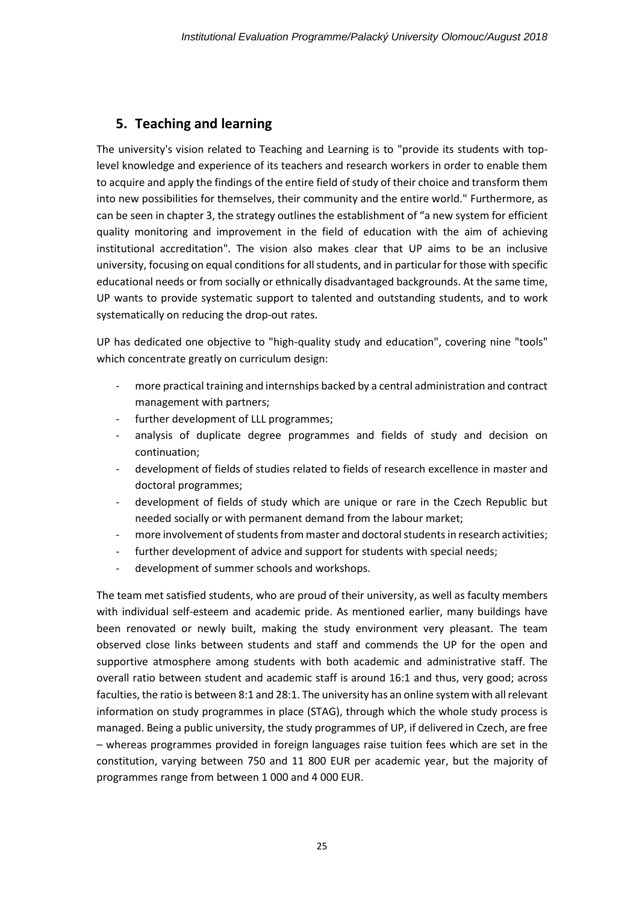## 5. Teaching and learning

The university's vision related to Teaching and Learning is to "provide its students with top-level knowledge and experience of its teachers and research workers in order to enable them to acquire and apply the findings of the entire field of study of their choice and transform them into new possibilities for themselves, their community and the entire world." Furthermore, as can be seen in chapter 3, the strategy outlines the establishment of "a new system for efficient quality monitoring and improvement in the field of education with the aim of achieving institutional accreditation". The vision also makes clear that UP aims to be an inclusive university, focusing on equal conditions for all students, and in particular for those with specific educational needs or from socially or ethnically disadvantaged backgrounds. At the same time, UP wants to provide systematic support to talented and outstanding students, and to work systematically on reducing the drop-out rates.

UP has dedicated one objective to "high-quality study and education", covering nine "tools" which concentrate greatly on curriculum design:

- more practical training and internships backed by a central administration and contract management with partners;
- further development of LLL programmes;
- analysis of duplicate degree programmes and fields of study and decision on continuation;
- development of fields of studies related to fields of research excellence in master and doctoral programmes;
- development of fields of study which are unique or rare in the Czech Republic but needed socially or with permanent demand from the labour market;
- more involvement of students from master and doctoral students in research activities;
- further development of advice and support for students with special needs;
- development of summer schools and workshops.

The team met satisfied students, who are proud of their university, as well as faculty members with individual self-esteem and academic pride. As mentioned earlier, many buildings have been renovated or newly built, making the study environment very pleasant. The team observed close links between students and staff and commends the UP for the open and supportive atmosphere among students with both academic and administrative staff. The overall ratio between student and academic staff is around 16:1 and thus, very good; across faculties, the ratio is between 8:1 and 28:1. The university has an online system with all relevant information on study programmes in place (STAG), through which the whole study process is managed. Being a public university, the study programmes of UP, if delivered in Czech, are free – whereas programmes provided in foreign languages raise tuition fees which are set in the constitution, varying between 750 and 11 800 EUR per academic year, but the majority of programmes range from between 1 000 and 4 000 EUR.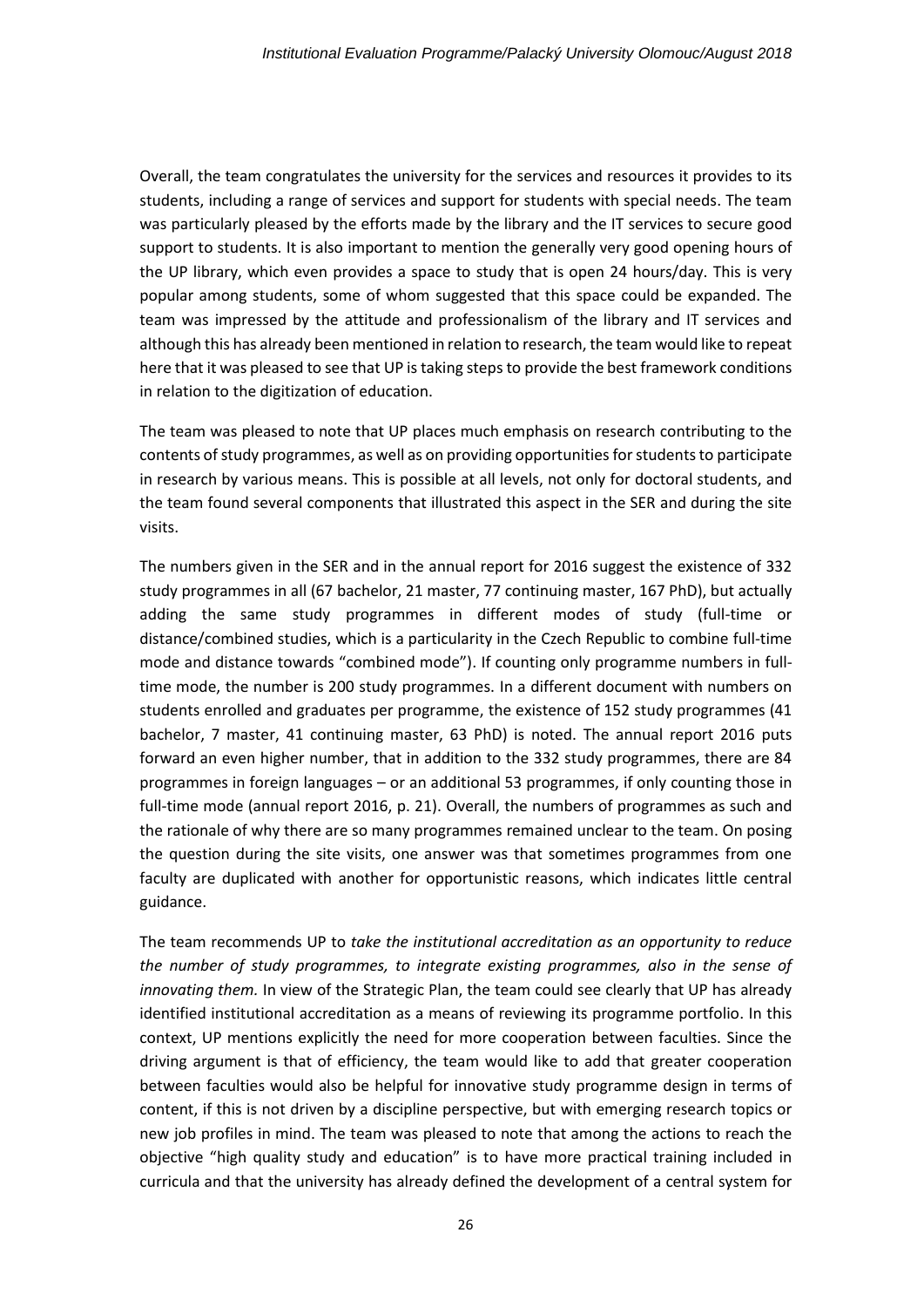Overall, the team congratulates the university for the services and resources it provides to its students, including a range of services and support for students with special needs. The team was particularly pleased by the efforts made by the library and the IT services to secure good support to students. It is also important to mention the generally very good opening hours of the UP library, which even provides a space to study that is open 24 hours/day. This is very popular among students, some of whom suggested that this space could be expanded. The team was impressed by the attitude and professionalism of the library and IT services and although this has already been mentioned in relation to research, the team would like to repeat here that it was pleased to see that UP is taking steps to provide the best framework conditions in relation to the digitization of education.

The team was pleased to note that UP places much emphasis on research contributing to the contents of study programmes, as well as on providing opportunities for students to participate in research by various means. This is possible at all levels, not only for doctoral students, and the team found several components that illustrated this aspect in the SER and during the site visits.

The numbers given in the SER and in the annual report for 2016 suggest the existence of 332 study programmes in all (67 bachelor, 21 master, 77 continuing master, 167 PhD), but actually adding the same study programmes in different modes of study (full-time or distance/combined studies, which is a particularity in the Czech Republic to combine full-time mode and distance towards "combined mode"). If counting only programme numbers in full-time mode, the number is 200 study programmes. In a different document with numbers on students enrolled and graduates per programme, the existence of 152 study programmes (41 bachelor, 7 master, 41 continuing master, 63 PhD) is noted. The annual report 2016 puts forward an even higher number, that in addition to the 332 study programmes, there are 84 programmes in foreign languages – or an additional 53 programmes, if only counting those in full-time mode (annual report 2016, p. 21). Overall, the numbers of programmes as such and the rationale of why there are so many programmes remained unclear to the team. On posing the question during the site visits, one answer was that sometimes programmes from one faculty are duplicated with another for opportunistic reasons, which indicates little central guidance.

The team recommends UP to *take the institutional accreditation as an opportunity to reduce the number of study programmes, to integrate existing programmes, also in the sense of innovating them.* In view of the Strategic Plan, the team could see clearly that UP has already identified institutional accreditation as a means of reviewing its programme portfolio. In this context, UP mentions explicitly the need for more cooperation between faculties. Since the driving argument is that of efficiency, the team would like to add that greater cooperation between faculties would also be helpful for innovative study programme design in terms of content, if this is not driven by a discipline perspective, but with emerging research topics or new job profiles in mind. The team was pleased to note that among the actions to reach the objective "high quality study and education" is to have more practical training included in curricula and that the university has already defined the development of a central system for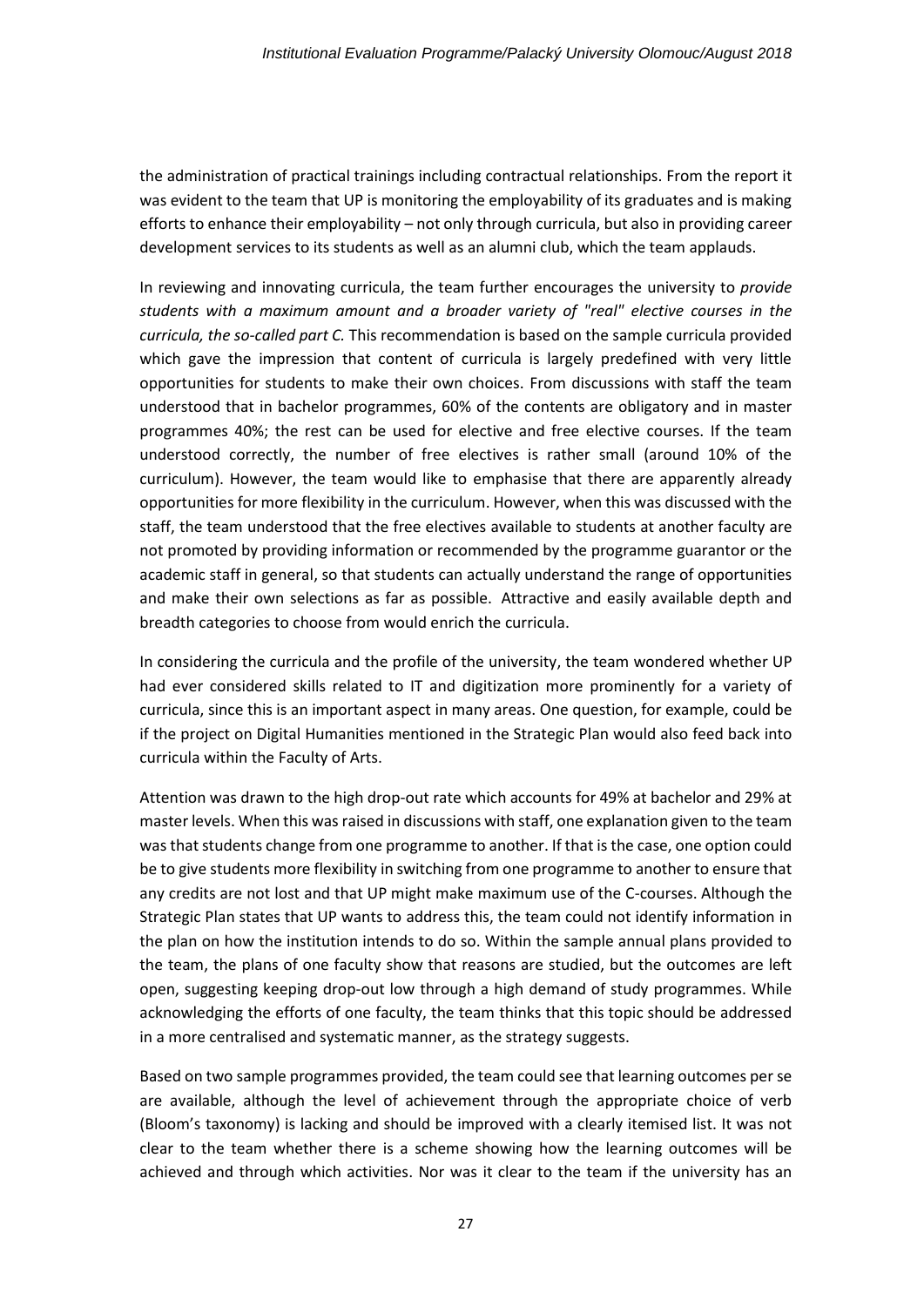the administration of practical trainings including contractual relationships. From the report it was evident to the team that UP is monitoring the employability of its graduates and is making efforts to enhance their employability – not only through curricula, but also in providing career development services to its students as well as an alumni club, which the team applauds.

In reviewing and innovating curricula, the team further encourages the university to *provide students with a maximum amount and a broader variety of "real" elective courses in the curricula, the so-called part C.* This recommendation is based on the sample curricula provided which gave the impression that content of curricula is largely predefined with very little opportunities for students to make their own choices. From discussions with staff the team understood that in bachelor programmes, 60% of the contents are obligatory and in master programmes 40%; the rest can be used for elective and free elective courses. If the team understood correctly, the number of free electives is rather small (around 10% of the curriculum). However, the team would like to emphasise that there are apparently already opportunities for more flexibility in the curriculum. However, when this was discussed with the staff, the team understood that the free electives available to students at another faculty are not promoted by providing information or recommended by the programme guarantor or the academic staff in general, so that students can actually understand the range of opportunities and make their own selections as far as possible. Attractive and easily available depth and breadth categories to choose from would enrich the curricula.

In considering the curricula and the profile of the university, the team wondered whether UP had ever considered skills related to IT and digitization more prominently for a variety of curricula, since this is an important aspect in many areas. One question, for example, could be if the project on Digital Humanities mentioned in the Strategic Plan would also feed back into curricula within the Faculty of Arts.

Attention was drawn to the high drop-out rate which accounts for 49% at bachelor and 29% at master levels. When this was raised in discussions with staff, one explanation given to the team was that students change from one programme to another. If that is the case, one option could be to give students more flexibility in switching from one programme to another to ensure that any credits are not lost and that UP might make maximum use of the C-courses. Although the Strategic Plan states that UP wants to address this, the team could not identify information in the plan on how the institution intends to do so. Within the sample annual plans provided to the team, the plans of one faculty show that reasons are studied, but the outcomes are left open, suggesting keeping drop-out low through a high demand of study programmes. While acknowledging the efforts of one faculty, the team thinks that this topic should be addressed in a more centralised and systematic manner, as the strategy suggests.

Based on two sample programmes provided, the team could see that learning outcomes per se are available, although the level of achievement through the appropriate choice of verb (Bloom's taxonomy) is lacking and should be improved with a clearly itemised list. It was not clear to the team whether there is a scheme showing how the learning outcomes will be achieved and through which activities. Nor was it clear to the team if the university has an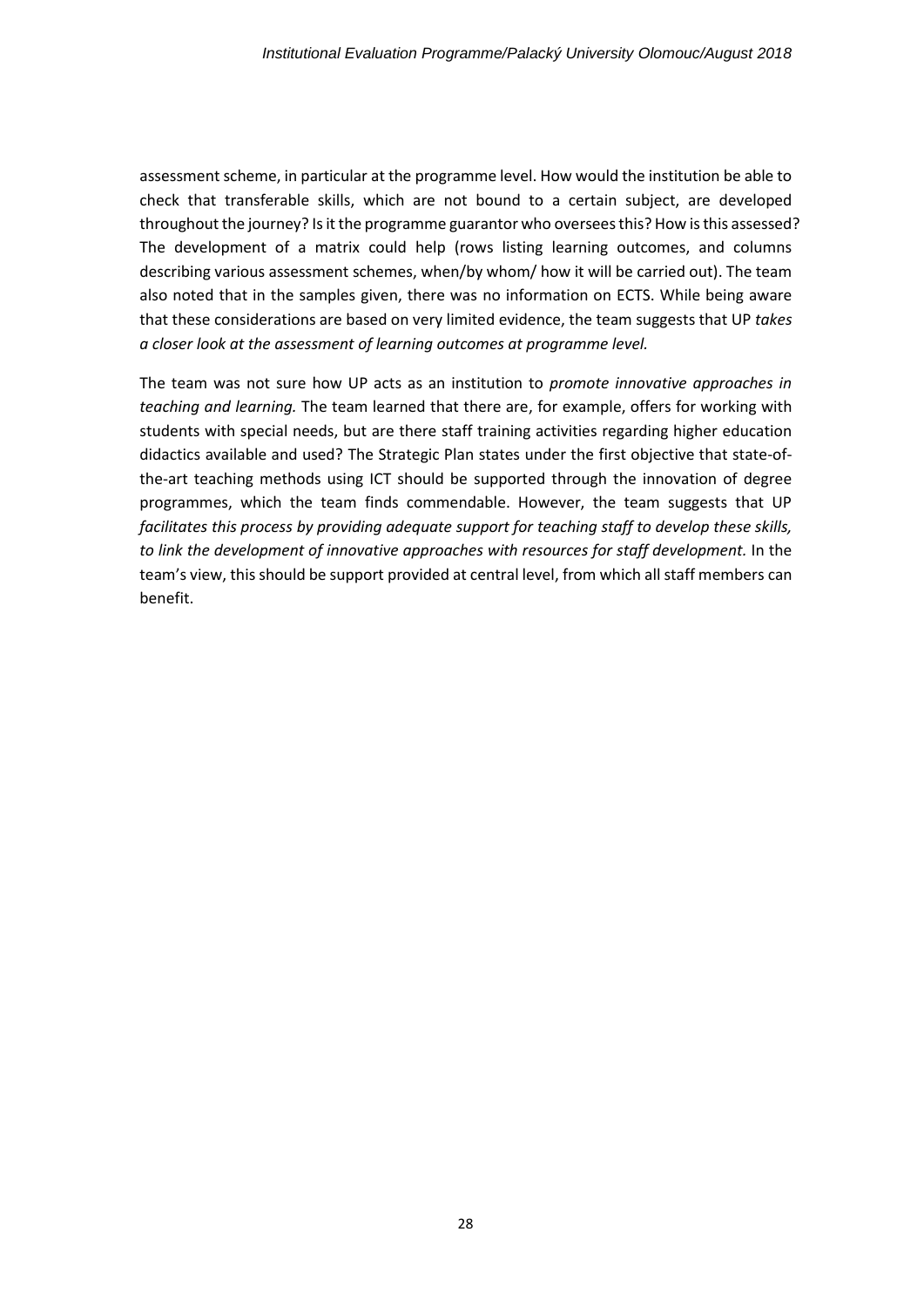assessment scheme, in particular at the programme level. How would the institution be able to check that transferable skills, which are not bound to a certain subject, are developed throughout the journey? Is it the programme guarantor who oversees this? How is this assessed? The development of a matrix could help (rows listing learning outcomes, and columns describing various assessment schemes, when/by whom/ how it will be carried out). The team also noted that in the samples given, there was no information on ECTS. While being aware that these considerations are based on very limited evidence, the team suggests that UP *takes a closer look at the assessment of learning outcomes at programme level.*

The team was not sure how UP acts as an institution to *promote innovative approaches in teaching and learning.* The team learned that there are, for example, offers for working with students with special needs, but are there staff training activities regarding higher education didactics available and used? The Strategic Plan states under the first objective that state-of-the-art teaching methods using ICT should be supported through the innovation of degree programmes, which the team finds commendable. However, the team suggests that UP *facilitates this process by providing adequate support for teaching staff to develop these skills, to link the development of innovative approaches with resources for staff development.* In the team's view, this should be support provided at central level, from which all staff members can benefit.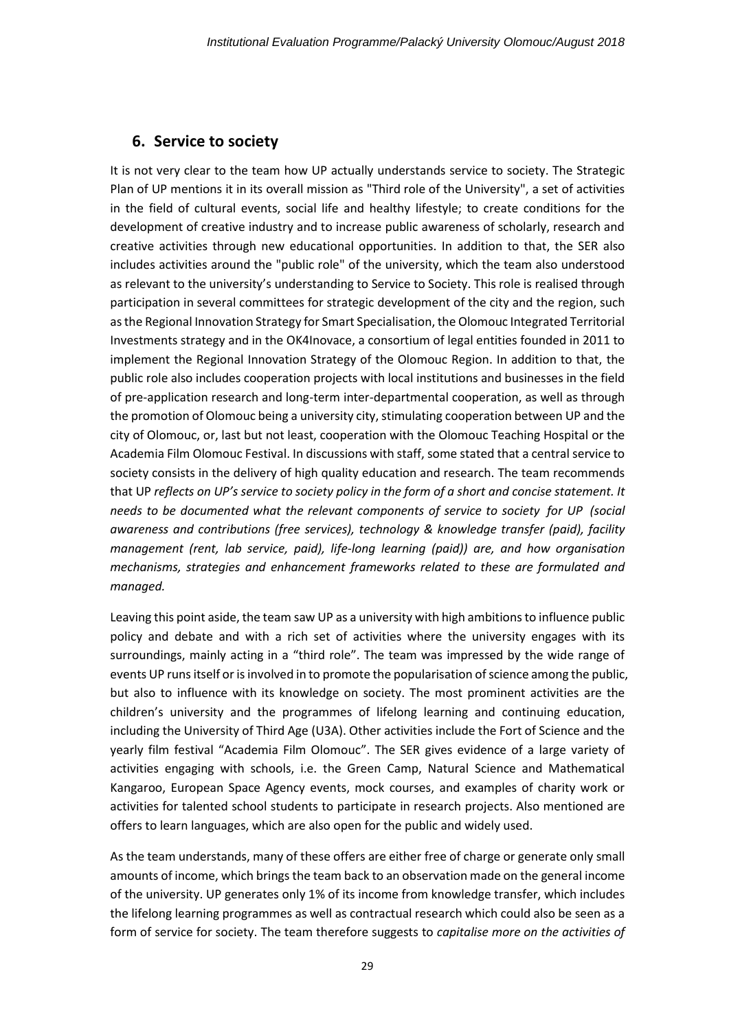## 6. Service to society

It is not very clear to the team how UP actually understands service to society. The Strategic Plan of UP mentions it in its overall mission as "Third role of the University", a set of activities in the field of cultural events, social life and healthy lifestyle; to create conditions for the development of creative industry and to increase public awareness of scholarly, research and creative activities through new educational opportunities. In addition to that, the SER also includes activities around the "public role" of the university, which the team also understood as relevant to the university's understanding to Service to Society. This role is realised through participation in several committees for strategic development of the city and the region, such as the Regional Innovation Strategy for Smart Specialisation, the Olomouc Integrated Territorial Investments strategy and in the OK4Inovace, a consortium of legal entities founded in 2011 to implement the Regional Innovation Strategy of the Olomouc Region. In addition to that, the public role also includes cooperation projects with local institutions and businesses in the field of pre-application research and long-term inter-departmental cooperation, as well as through the promotion of Olomouc being a university city, stimulating cooperation between UP and the city of Olomouc, or, last but not least, cooperation with the Olomouc Teaching Hospital or the Academia Film Olomouc Festival. In discussions with staff, some stated that a central service to society consists in the delivery of high quality education and research. The team recommends that UP *reflects on UP's service to society policy in the form of a short and concise statement. It needs to be documented what the relevant components of service to society for UP (social awareness and contributions (free services), technology & knowledge transfer (paid), facility management (rent, lab service, paid), life-long learning (paid)) are, and how organisation mechanisms, strategies and enhancement frameworks related to these are formulated and managed.*

Leaving this point aside, the team saw UP as a university with high ambitions to influence public policy and debate and with a rich set of activities where the university engages with its surroundings, mainly acting in a "third role". The team was impressed by the wide range of events UP runs itself or is involved in to promote the popularisation of science among the public, but also to influence with its knowledge on society. The most prominent activities are the children's university and the programmes of lifelong learning and continuing education, including the University of Third Age (U3A). Other activities include the Fort of Science and the yearly film festival "Academia Film Olomouc". The SER gives evidence of a large variety of activities engaging with schools, i.e. the Green Camp, Natural Science and Mathematical Kangaroo, European Space Agency events, mock courses, and examples of charity work or activities for talented school students to participate in research projects. Also mentioned are offers to learn languages, which are also open for the public and widely used.

As the team understands, many of these offers are either free of charge or generate only small amounts of income, which brings the team back to an observation made on the general income of the university. UP generates only 1% of its income from knowledge transfer, which includes the lifelong learning programmes as well as contractual research which could also be seen as a form of service for society. The team therefore suggests to *capitalise more on the activities of*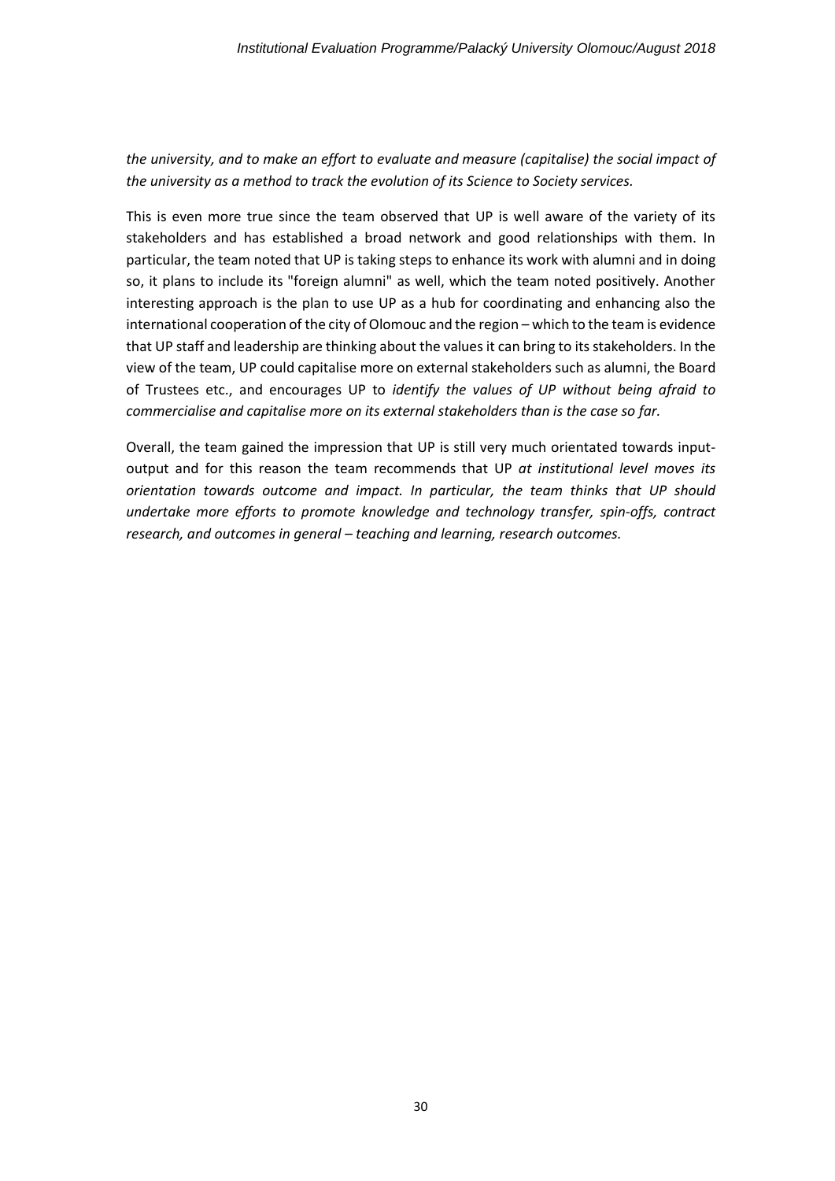*the university, and to make an effort to evaluate and measure (capitalise) the social impact of the university as a method to track the evolution of its Science to Society services.*

This is even more true since the team observed that UP is well aware of the variety of its stakeholders and has established a broad network and good relationships with them. In particular, the team noted that UP is taking steps to enhance its work with alumni and in doing so, it plans to include its "foreign alumni" as well, which the team noted positively. Another interesting approach is the plan to use UP as a hub for coordinating and enhancing also the international cooperation of the city of Olomouc and the region – which to the team is evidence that UP staff and leadership are thinking about the values it can bring to its stakeholders. In the view of the team, UP could capitalise more on external stakeholders such as alumni, the Board of Trustees etc., and encourages UP to *identify the values of UP without being afraid to commercialise and capitalise more on its external stakeholders than is the case so far.*

Overall, the team gained the impression that UP is still very much orientated towards input-output and for this reason the team recommends that UP *at institutional level moves its orientation towards outcome and impact. In particular, the team thinks that UP should undertake more efforts to promote knowledge and technology transfer, spin-offs, contract research, and outcomes in general – teaching and learning, research outcomes.*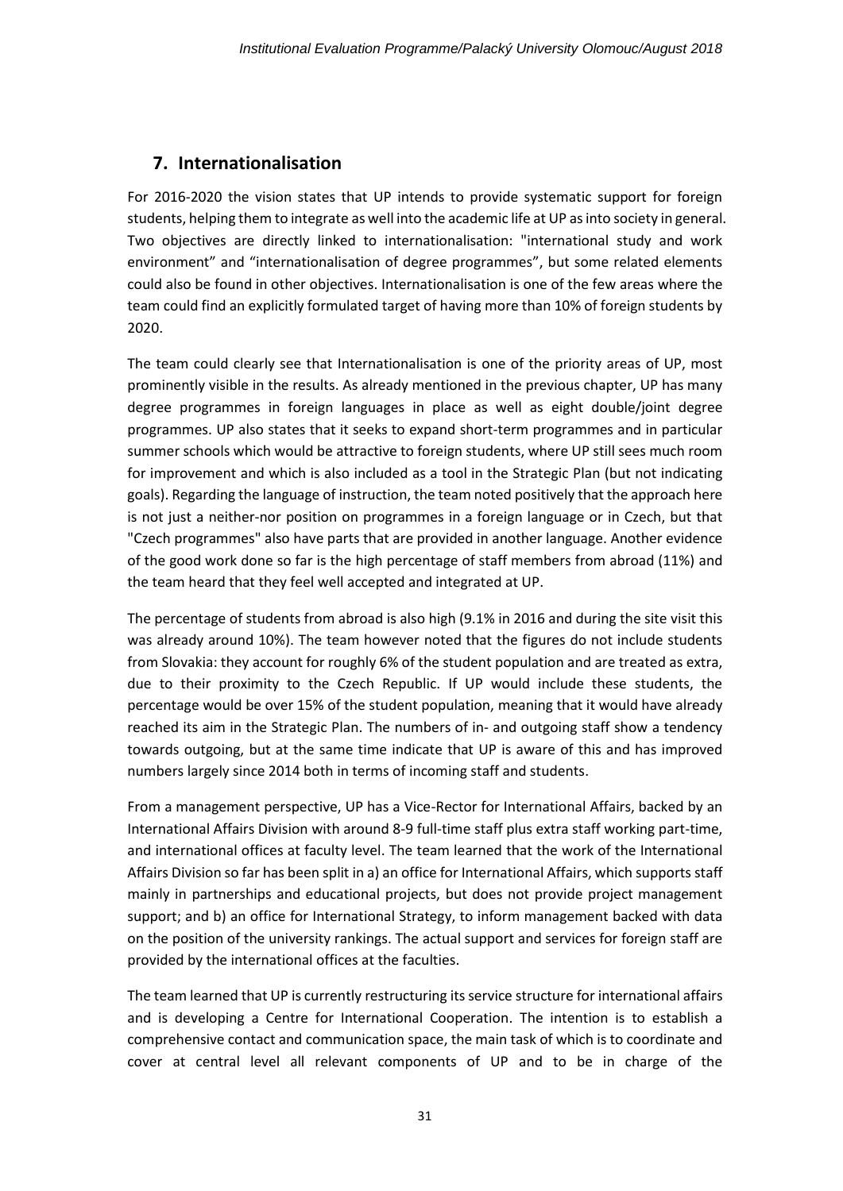## 7. Internationalisation

For 2016-2020 the vision states that UP intends to provide systematic support for foreign students, helping them to integrate as well into the academic life at UP as into society in general. Two objectives are directly linked to internationalisation: "international study and work environment" and "internationalisation of degree programmes", but some related elements could also be found in other objectives. Internationalisation is one of the few areas where the team could find an explicitly formulated target of having more than 10% of foreign students by 2020.

The team could clearly see that Internationalisation is one of the priority areas of UP, most prominently visible in the results. As already mentioned in the previous chapter, UP has many degree programmes in foreign languages in place as well as eight double/joint degree programmes. UP also states that it seeks to expand short-term programmes and in particular summer schools which would be attractive to foreign students, where UP still sees much room for improvement and which is also included as a tool in the Strategic Plan (but not indicating goals). Regarding the language of instruction, the team noted positively that the approach here is not just a neither-nor position on programmes in a foreign language or in Czech, but that "Czech programmes" also have parts that are provided in another language. Another evidence of the good work done so far is the high percentage of staff members from abroad (11%) and the team heard that they feel well accepted and integrated at UP.

The percentage of students from abroad is also high (9.1% in 2016 and during the site visit this was already around 10%). The team however noted that the figures do not include students from Slovakia: they account for roughly 6% of the student population and are treated as extra, due to their proximity to the Czech Republic. If UP would include these students, the percentage would be over 15% of the student population, meaning that it would have already reached its aim in the Strategic Plan. The numbers of in- and outgoing staff show a tendency towards outgoing, but at the same time indicate that UP is aware of this and has improved numbers largely since 2014 both in terms of incoming staff and students.

From a management perspective, UP has a Vice-Rector for International Affairs, backed by an International Affairs Division with around 8-9 full-time staff plus extra staff working part-time, and international offices at faculty level. The team learned that the work of the International Affairs Division so far has been split in a) an office for International Affairs, which supports staff mainly in partnerships and educational projects, but does not provide project management support; and b) an office for International Strategy, to inform management backed with data on the position of the university rankings. The actual support and services for foreign staff are provided by the international offices at the faculties.

The team learned that UP is currently restructuring its service structure for international affairs and is developing a Centre for International Cooperation. The intention is to establish a comprehensive contact and communication space, the main task of which is to coordinate and cover at central level all relevant components of UP and to be in charge of the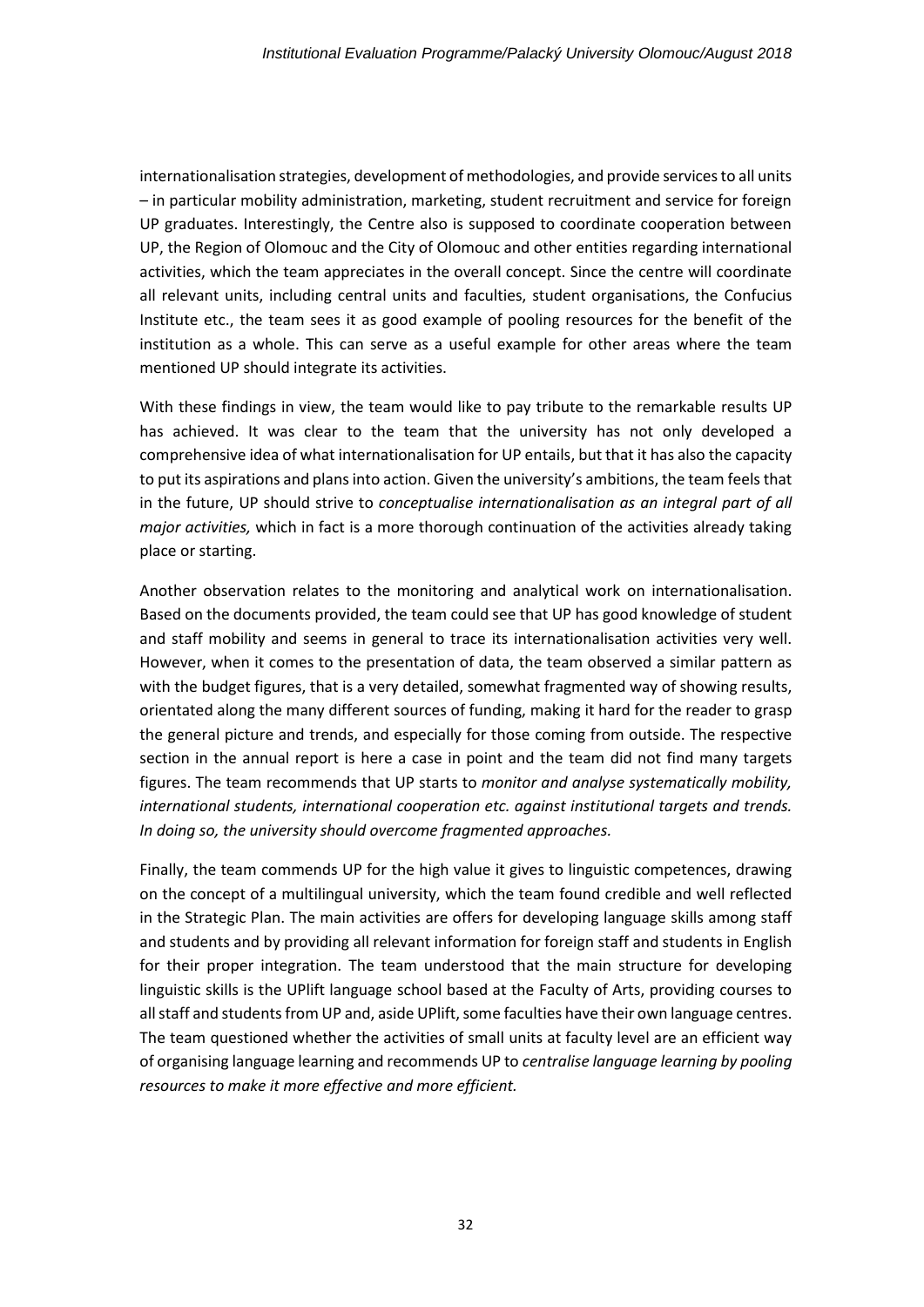internationalisation strategies, development of methodologies, and provide services to all units – in particular mobility administration, marketing, student recruitment and service for foreign UP graduates. Interestingly, the Centre also is supposed to coordinate cooperation between UP, the Region of Olomouc and the City of Olomouc and other entities regarding international activities, which the team appreciates in the overall concept. Since the centre will coordinate all relevant units, including central units and faculties, student organisations, the Confucius Institute etc., the team sees it as good example of pooling resources for the benefit of the institution as a whole. This can serve as a useful example for other areas where the team mentioned UP should integrate its activities.

With these findings in view, the team would like to pay tribute to the remarkable results UP has achieved. It was clear to the team that the university has not only developed a comprehensive idea of what internationalisation for UP entails, but that it has also the capacity to put its aspirations and plans into action. Given the university's ambitions, the team feels that in the future, UP should strive to *conceptualise internationalisation as an integral part of all major activities,* which in fact is a more thorough continuation of the activities already taking place or starting.

Another observation relates to the monitoring and analytical work on internationalisation. Based on the documents provided, the team could see that UP has good knowledge of student and staff mobility and seems in general to trace its internationalisation activities very well. However, when it comes to the presentation of data, the team observed a similar pattern as with the budget figures, that is a very detailed, somewhat fragmented way of showing results, orientated along the many different sources of funding, making it hard for the reader to grasp the general picture and trends, and especially for those coming from outside. The respective section in the annual report is here a case in point and the team did not find many targets figures. The team recommends that UP starts to *monitor and analyse systematically mobility, international students, international cooperation etc. against institutional targets and trends. In doing so, the university should overcome fragmented approaches.*

Finally, the team commends UP for the high value it gives to linguistic competences, drawing on the concept of a multilingual university, which the team found credible and well reflected in the Strategic Plan. The main activities are offers for developing language skills among staff and students and by providing all relevant information for foreign staff and students in English for their proper integration. The team understood that the main structure for developing linguistic skills is the UPlift language school based at the Faculty of Arts, providing courses to all staff and students from UP and, aside UPlift, some faculties have their own language centres. The team questioned whether the activities of small units at faculty level are an efficient way of organising language learning and recommends UP to *centralise language learning by pooling resources to make it more effective and more efficient.*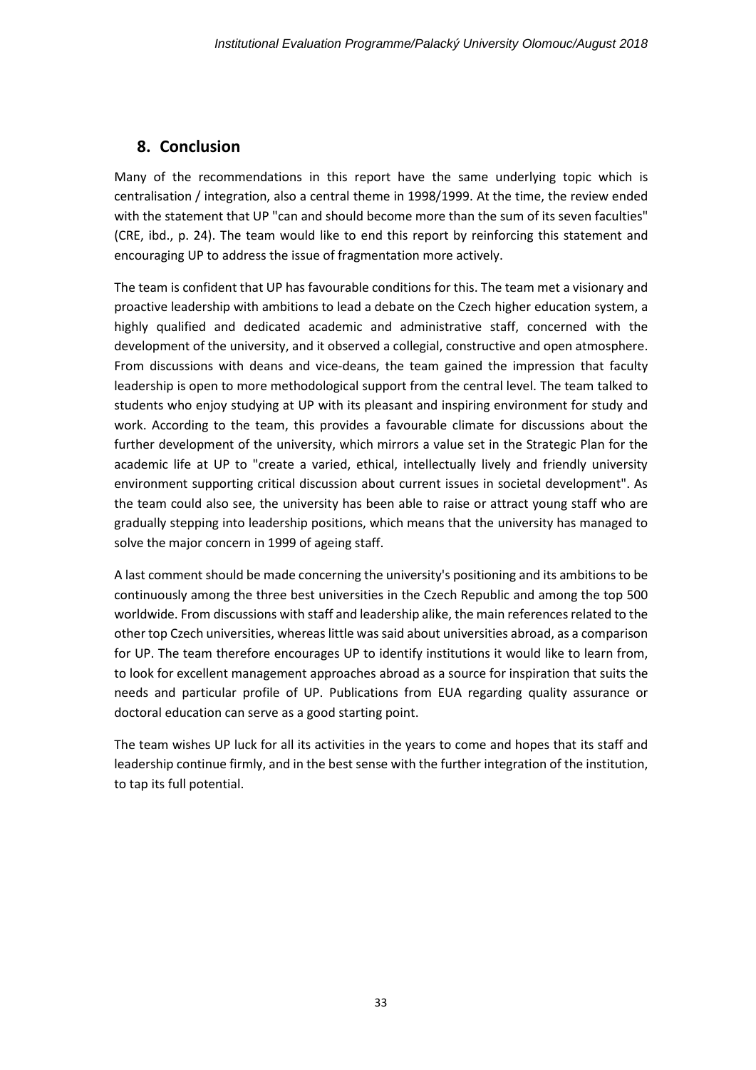## 8. Conclusion

Many of the recommendations in this report have the same underlying topic which is centralisation / integration, also a central theme in 1998/1999. At the time, the review ended with the statement that UP "can and should become more than the sum of its seven faculties" (CRE, ibd., p. 24). The team would like to end this report by reinforcing this statement and encouraging UP to address the issue of fragmentation more actively.

The team is confident that UP has favourable conditions for this. The team met a visionary and proactive leadership with ambitions to lead a debate on the Czech higher education system, a highly qualified and dedicated academic and administrative staff, concerned with the development of the university, and it observed a collegial, constructive and open atmosphere. From discussions with deans and vice-deans, the team gained the impression that faculty leadership is open to more methodological support from the central level. The team talked to students who enjoy studying at UP with its pleasant and inspiring environment for study and work. According to the team, this provides a favourable climate for discussions about the further development of the university, which mirrors a value set in the Strategic Plan for the academic life at UP to "create a varied, ethical, intellectually lively and friendly university environment supporting critical discussion about current issues in societal development". As the team could also see, the university has been able to raise or attract young staff who are gradually stepping into leadership positions, which means that the university has managed to solve the major concern in 1999 of ageing staff.

A last comment should be made concerning the university's positioning and its ambitions to be continuously among the three best universities in the Czech Republic and among the top 500 worldwide. From discussions with staff and leadership alike, the main references related to the other top Czech universities, whereas little was said about universities abroad, as a comparison for UP. The team therefore encourages UP to identify institutions it would like to learn from, to look for excellent management approaches abroad as a source for inspiration that suits the needs and particular profile of UP. Publications from EUA regarding quality assurance or doctoral education can serve as a good starting point.

The team wishes UP luck for all its activities in the years to come and hopes that its staff and leadership continue firmly, and in the best sense with the further integration of the institution, to tap its full potential.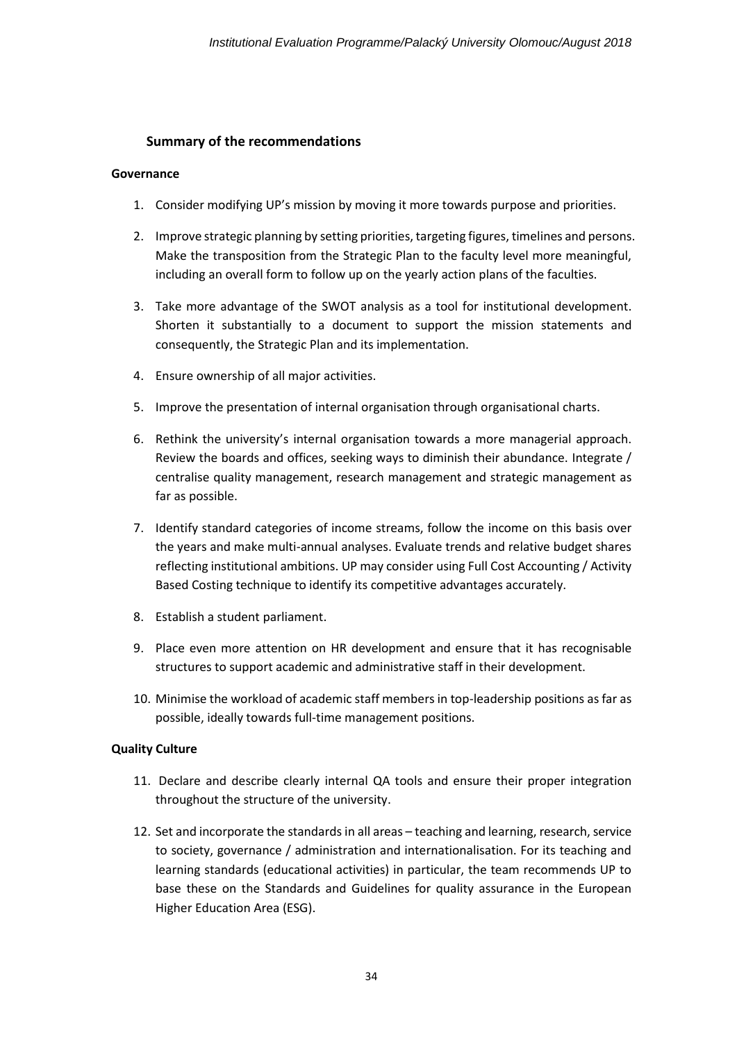## Summary of the recommendations

### Governance

1. Consider modifying UP's mission by moving it more towards purpose and priorities.

2. Improve strategic planning by setting priorities, targeting figures, timelines and persons. Make the transposition from the Strategic Plan to the faculty level more meaningful, including an overall form to follow up on the yearly action plans of the faculties.

3. Take more advantage of the SWOT analysis as a tool for institutional development. Shorten it substantially to a document to support the mission statements and consequently, the Strategic Plan and its implementation.

4. Ensure ownership of all major activities.

5. Improve the presentation of internal organisation through organisational charts.

6. Rethink the university's internal organisation towards a more managerial approach. Review the boards and offices, seeking ways to diminish their abundance. Integrate / centralise quality management, research management and strategic management as far as possible.

7. Identify standard categories of income streams, follow the income on this basis over the years and make multi-annual analyses. Evaluate trends and relative budget shares reflecting institutional ambitions. UP may consider using Full Cost Accounting / Activity Based Costing technique to identify its competitive advantages accurately.

8. Establish a student parliament.

9. Place even more attention on HR development and ensure that it has recognisable structures to support academic and administrative staff in their development.

10. Minimise the workload of academic staff members in top-leadership positions as far as possible, ideally towards full-time management positions.

### Quality Culture

11. Declare and describe clearly internal QA tools and ensure their proper integration throughout the structure of the university.

12. Set and incorporate the standards in all areas – teaching and learning, research, service to society, governance / administration and internationalisation. For its teaching and learning standards (educational activities) in particular, the team recommends UP to base these on the Standards and Guidelines for quality assurance in the European Higher Education Area (ESG).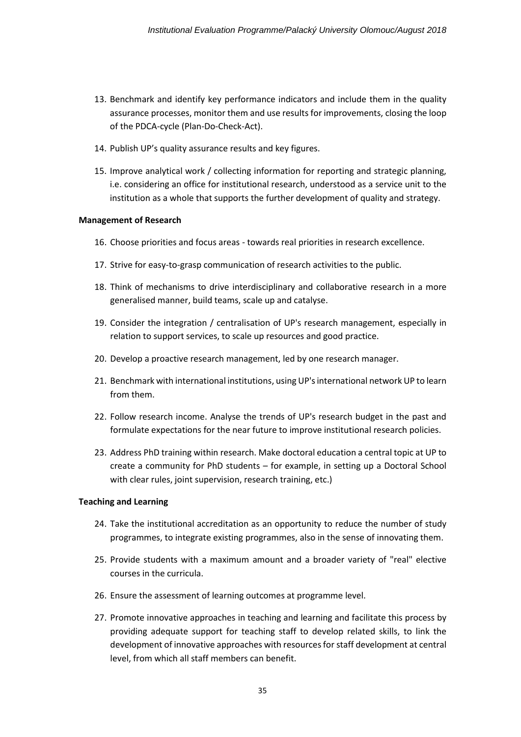13. Benchmark and identify key performance indicators and include them in the quality assurance processes, monitor them and use results for improvements, closing the loop of the PDCA-cycle (Plan-Do-Check-Act).

14. Publish UP's quality assurance results and key figures.

15. Improve analytical work / collecting information for reporting and strategic planning, i.e. considering an office for institutional research, understood as a service unit to the institution as a whole that supports the further development of quality and strategy.

**Management of Research**

16. Choose priorities and focus areas - towards real priorities in research excellence.

17. Strive for easy-to-grasp communication of research activities to the public.

18. Think of mechanisms to drive interdisciplinary and collaborative research in a more generalised manner, build teams, scale up and catalyse.

19. Consider the integration / centralisation of UP's research management, especially in relation to support services, to scale up resources and good practice.

20. Develop a proactive research management, led by one research manager.

21. Benchmark with international institutions, using UP's international network UP to learn from them.

22. Follow research income. Analyse the trends of UP's research budget in the past and formulate expectations for the near future to improve institutional research policies.

23. Address PhD training within research. Make doctoral education a central topic at UP to create a community for PhD students – for example, in setting up a Doctoral School with clear rules, joint supervision, research training, etc.)

**Teaching and Learning**

24. Take the institutional accreditation as an opportunity to reduce the number of study programmes, to integrate existing programmes, also in the sense of innovating them.

25. Provide students with a maximum amount and a broader variety of "real" elective courses in the curricula.

26. Ensure the assessment of learning outcomes at programme level.

27. Promote innovative approaches in teaching and learning and facilitate this process by providing adequate support for teaching staff to develop related skills, to link the development of innovative approaches with resources for staff development at central level, from which all staff members can benefit.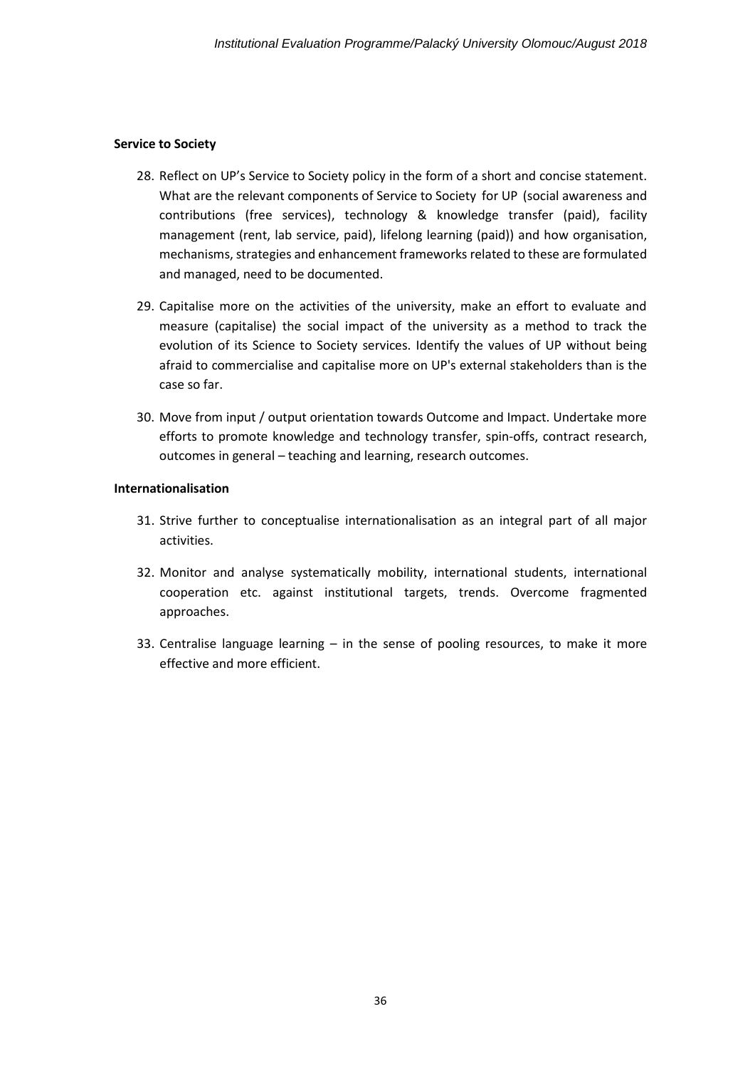**Service to Society**

28. Reflect on UP's Service to Society policy in the form of a short and concise statement. What are the relevant components of Service to Society for UP (social awareness and contributions (free services), technology & knowledge transfer (paid), facility management (rent, lab service, paid), lifelong learning (paid)) and how organisation, mechanisms, strategies and enhancement frameworks related to these are formulated and managed, need to be documented.

29. Capitalise more on the activities of the university, make an effort to evaluate and measure (capitalise) the social impact of the university as a method to track the evolution of its Science to Society services. Identify the values of UP without being afraid to commercialise and capitalise more on UP's external stakeholders than is the case so far.

30. Move from input / output orientation towards Outcome and Impact. Undertake more efforts to promote knowledge and technology transfer, spin-offs, contract research, outcomes in general – teaching and learning, research outcomes.

**Internationalisation**

31. Strive further to conceptualise internationalisation as an integral part of all major activities.

32. Monitor and analyse systematically mobility, international students, international cooperation etc. against institutional targets, trends. Overcome fragmented approaches.

33. Centralise language learning – in the sense of pooling resources, to make it more effective and more efficient.